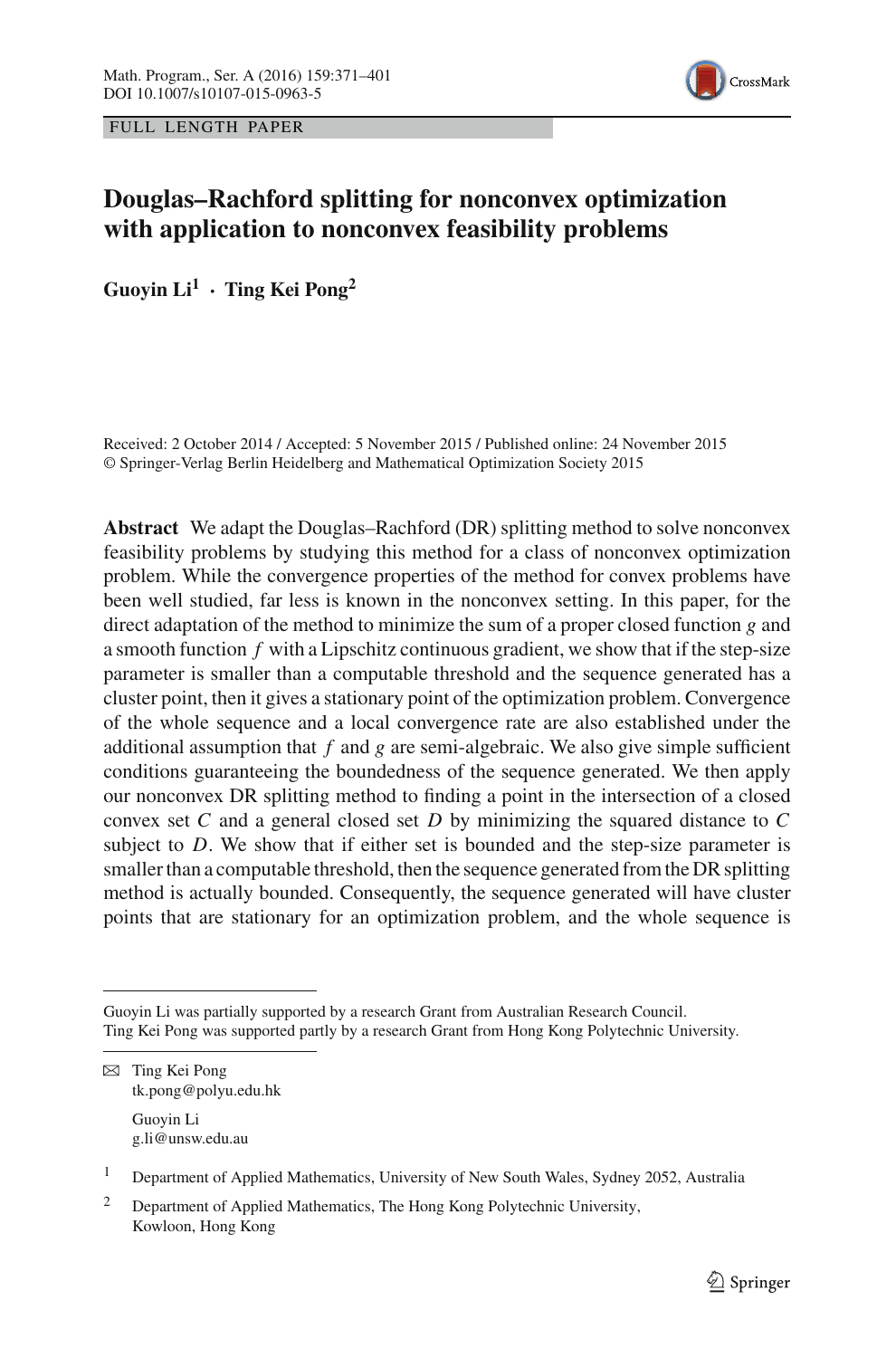FULL LENGTH PAPER

# Douglas–Rachford splitting for nonconvex optimization with application to nonconvex feasibility problems

**Guoyin Li[1] · Ting Kei Pong[2]**

Received: 2 October 2014 / Accepted: 5 November 2015 / Published online: 24 November 2015
© Springer-Verlag Berlin Heidelberg and Mathematical Optimization Society 2015

**Abstract** We adapt the Douglas–Rachford (DR) splitting method to solve nonconvex feasibility problems by studying this method for a class of nonconvex optimization problem. While the convergence properties of the method for convex problems have been well studied, far less is known in the nonconvex setting. In this paper, for the direct adaptation of the method to minimize the sum of a proper closed function $g$ and a smooth function $f$ with a Lipschitz continuous gradient, we show that if the step-size parameter is smaller than a computable threshold and the sequence generated has a cluster point, then it gives a stationary point of the optimization problem. Convergence of the whole sequence and a local convergence rate are also established under the additional assumption that $f$ and $g$ are semi-algebraic. We also give simple sufficient conditions guaranteeing the boundedness of the sequence generated. We then apply our nonconvex DR splitting method to finding a point in the intersection of a closed convex set $C$ and a general closed set $D$ by minimizing the squared distance to $C$ subject to $D$. We show that if either set is bounded and the step-size parameter is smaller than a computable threshold, then the sequence generated from the DR splitting method is actually bounded. Consequently, the sequence generated will have cluster points that are stationary for an optimization problem, and the whole sequence is

---

Guoyin Li was partially supported by a research Grant from Australian Research Council.
Ting Kei Pong was supported partly by a research Grant from Hong Kong Polytechnic University.

✉ Ting Kei Pong
tk.pong@polyu.edu.hk

Guoyin Li
g.li@unsw.edu.au

[1] Department of Applied Mathematics, University of New South Wales, Sydney 2052, Australia

[2] Department of Applied Mathematics, The Hong Kong Polytechnic University, Kowloon, Hong Kong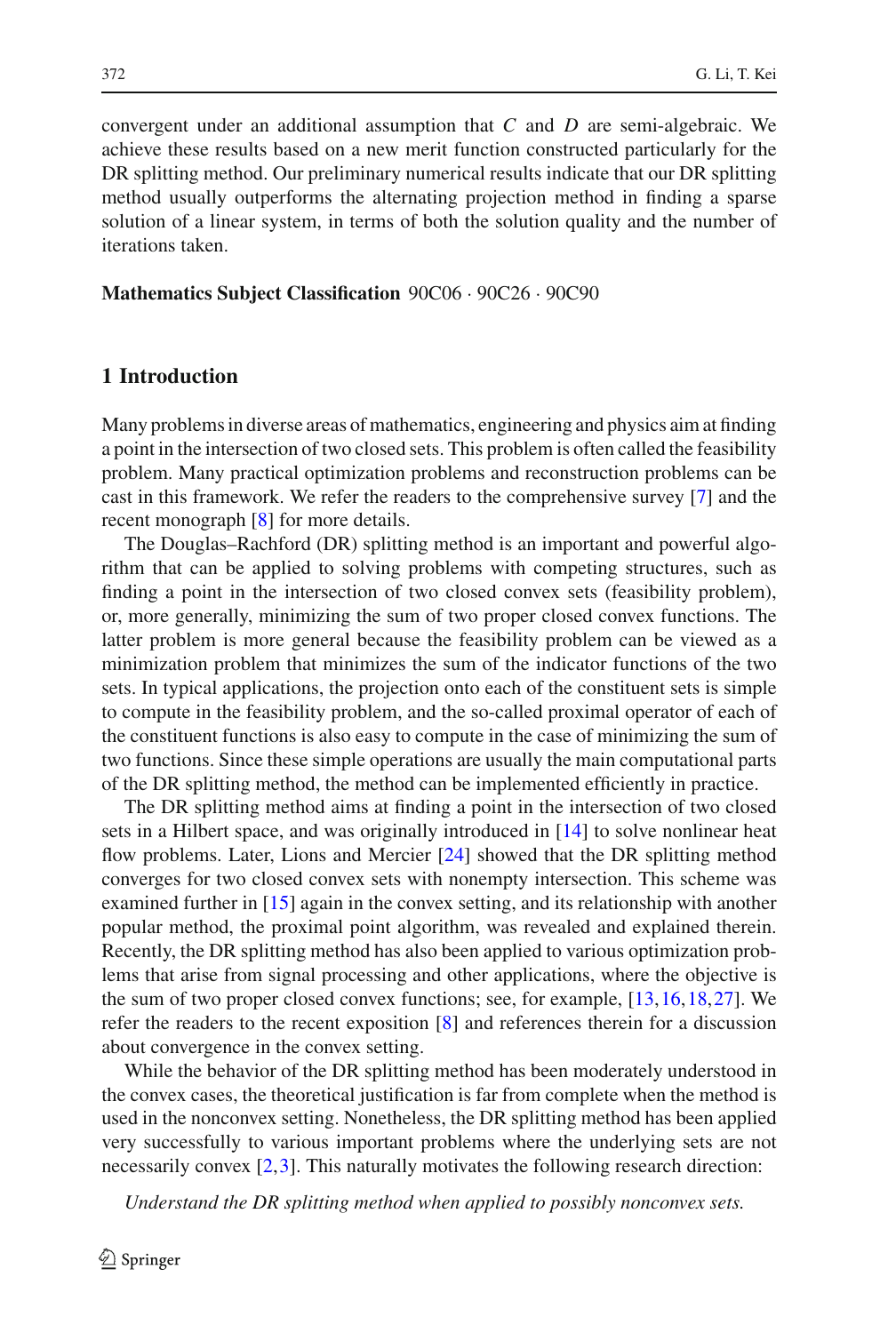convergent under an additional assumption that $C$ and $D$ are semi-algebraic. We achieve these results based on a new merit function constructed particularly for the DR splitting method. Our preliminary numerical results indicate that our DR splitting method usually outperforms the alternating projection method in finding a sparse solution of a linear system, in terms of both the solution quality and the number of iterations taken.

**Mathematics Subject Classification** 90C06 · 90C26 · 90C90

## 1 Introduction

Many problems in diverse areas of mathematics, engineering and physics aim at finding a point in the intersection of two closed sets. This problem is often called the feasibility problem. Many practical optimization problems and reconstruction problems can be cast in this framework. We refer the readers to the comprehensive survey [7] and the recent monograph [8] for more details.

The Douglas–Rachford (DR) splitting method is an important and powerful algorithm that can be applied to solving problems with competing structures, such as finding a point in the intersection of two closed convex sets (feasibility problem), or, more generally, minimizing the sum of two proper closed convex functions. The latter problem is more general because the feasibility problem can be viewed as a minimization problem that minimizes the sum of the indicator functions of the two sets. In typical applications, the projection onto each of the constituent sets is simple to compute in the feasibility problem, and the so-called proximal operator of each of the constituent functions is also easy to compute in the case of minimizing the sum of two functions. Since these simple operations are usually the main computational parts of the DR splitting method, the method can be implemented efficiently in practice.

The DR splitting method aims at finding a point in the intersection of two closed sets in a Hilbert space, and was originally introduced in [14] to solve nonlinear heat flow problems. Later, Lions and Mercier [24] showed that the DR splitting method converges for two closed convex sets with nonempty intersection. This scheme was examined further in [15] again in the convex setting, and its relationship with another popular method, the proximal point algorithm, was revealed and explained therein. Recently, the DR splitting method has also been applied to various optimization problems that arise from signal processing and other applications, where the objective is the sum of two proper closed convex functions; see, for example, [13,16,18,27]. We refer the readers to the recent exposition [8] and references therein for a discussion about convergence in the convex setting.

While the behavior of the DR splitting method has been moderately understood in the convex cases, the theoretical justification is far from complete when the method is used in the nonconvex setting. Nonetheless, the DR splitting method has been applied very successfully to various important problems where the underlying sets are not necessarily convex [2,3]. This naturally motivates the following research direction:

*Understand the DR splitting method when applied to possibly nonconvex sets.*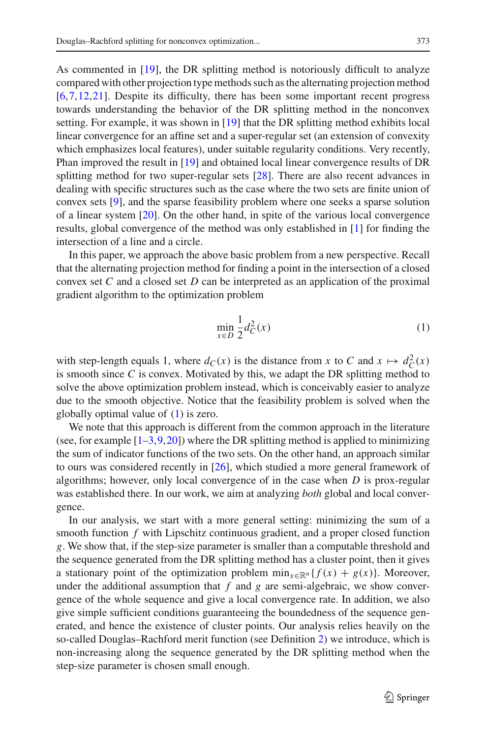As commented in [19], the DR splitting method is notoriously difficult to analyze compared with other projection type methods such as the alternating projection method [6,7,12,21]. Despite its difficulty, there has been some important recent progress towards understanding the behavior of the DR splitting method in the nonconvex setting. For example, it was shown in [19] that the DR splitting method exhibits local linear convergence for an affine set and a super-regular set (an extension of convexity which emphasizes local features), under suitable regularity conditions. Very recently, Phan improved the result in [19] and obtained local linear convergence results of DR splitting method for two super-regular sets [28]. There are also recent advances in dealing with specific structures such as the case where the two sets are finite union of convex sets [9], and the sparse feasibility problem where one seeks a sparse solution of a linear system [20]. On the other hand, in spite of the various local convergence results, global convergence of the method was only established in [1] for finding the intersection of a line and a circle.

In this paper, we approach the above basic problem from a new perspective. Recall that the alternating projection method for finding a point in the intersection of a closed convex set $C$ and a closed set $D$ can be interpreted as an application of the proximal gradient algorithm to the optimization problem

$$\min_{x\in D} \frac{1}{2} d_C^2(x) \tag{1}$$

with step-length equals 1, where $d_C(x)$ is the distance from $x$ to $C$ and $x \mapsto d_C^2(x)$ is smooth since $C$ is convex. Motivated by this, we adapt the DR splitting method to solve the above optimization problem instead, which is conceivably easier to analyze due to the smooth objective. Notice that the feasibility problem is solved when the globally optimal value of (1) is zero.

We note that this approach is different from the common approach in the literature (see, for example [1–3,9,20]) where the DR splitting method is applied to minimizing the sum of indicator functions of the two sets. On the other hand, an approach similar to ours was considered recently in [26], which studied a more general framework of algorithms; however, only local convergence of in the case when $D$ is prox-regular was established there. In our work, we aim at analyzing *both* global and local convergence.

In our analysis, we start with a more general setting: minimizing the sum of a smooth function $f$ with Lipschitz continuous gradient, and a proper closed function $g$. We show that, if the step-size parameter is smaller than a computable threshold and the sequence generated from the DR splitting method has a cluster point, then it gives a stationary point of the optimization problem $\min_{x\in\mathbb{R}^n}\{f(x) + g(x)\}$. Moreover, under the additional assumption that $f$ and $g$ are semi-algebraic, we show convergence of the whole sequence and give a local convergence rate. In addition, we also give simple sufficient conditions guaranteeing the boundedness of the sequence generated, and hence the existence of cluster points. Our analysis relies heavily on the so-called Douglas–Rachford merit function (see Definition 2) we introduce, which is non-increasing along the sequence generated by the DR splitting method when the step-size parameter is chosen small enough.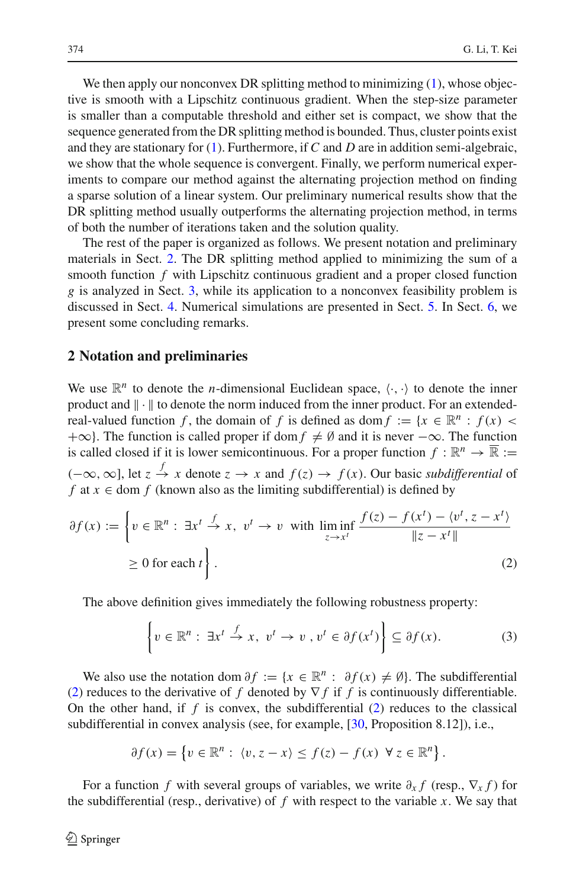We then apply our nonconvex DR splitting method to minimizing (1), whose objective is smooth with a Lipschitz continuous gradient. When the step-size parameter is smaller than a computable threshold and either set is compact, we show that the sequence generated from the DR splitting method is bounded. Thus, cluster points exist and they are stationary for (1). Furthermore, if $C$ and $D$ are in addition semi-algebraic, we show that the whole sequence is convergent. Finally, we perform numerical experiments to compare our method against the alternating projection method on finding a sparse solution of a linear system. Our preliminary numerical results show that the DR splitting method usually outperforms the alternating projection method, in terms of both the number of iterations taken and the solution quality.

The rest of the paper is organized as follows. We present notation and preliminary materials in Sect. 2. The DR splitting method applied to minimizing the sum of a smooth function $f$ with Lipschitz continuous gradient and a proper closed function $g$ is analyzed in Sect. 3, while its application to a nonconvex feasibility problem is discussed in Sect. 4. Numerical simulations are presented in Sect. 5. In Sect. 6, we present some concluding remarks.

## 2 Notation and preliminaries

We use $\mathbb{R}^n$ to denote the $n$-dimensional Euclidean space, $\langle \cdot, \cdot \rangle$ to denote the inner product and $\|\cdot\|$ to denote the norm induced from the inner product. For an extended-real-valued function $f$, the domain of $f$ is defined as $\operatorname{dom} f := \{x \in \mathbb{R}^n : f(x) < +\infty\}$. The function is called proper if $\operatorname{dom} f \neq \emptyset$ and it is never $-\infty$. The function is called closed if it is lower semicontinuous. For a proper function $f : \mathbb{R}^n \to \overline{\mathbb{R}} := (-\infty, \infty]$, let $z \xrightarrow{f} x$ denote $z \to x$ and $f(z) \to f(x)$. Our basic *subdifferential* of $f$ at $x \in \operatorname{dom} f$ (known also as the limiting subdifferential) is defined by

$$\partial f(x) := \left\{ v \in \mathbb{R}^n : \exists x^t \xrightarrow{f} x, \; v^t \to v \; \text{ with } \liminf_{z \to x^t} \frac{f(z) - f(x^t) - \langle v^t, z - x^t \rangle}{\|z - x^t\|} \right.$$
$$\left. \geq 0 \text{ for each } t \right\}. \tag{2}$$

The above definition gives immediately the following robustness property:

$$\left\{ v \in \mathbb{R}^n : \exists x^t \xrightarrow{f} x, \; v^t \to v \,, v^t \in \partial f(x^t) \right\} \subseteq \partial f(x). \tag{3}$$

We also use the notation $\operatorname{dom} \partial f := \{x \in \mathbb{R}^n : \; \partial f(x) \neq \emptyset\}$. The subdifferential (2) reduces to the derivative of $f$ denoted by $\nabla f$ if $f$ is continuously differentiable. On the other hand, if $f$ is convex, the subdifferential (2) reduces to the classical subdifferential in convex analysis (see, for example, [30, Proposition 8.12]), i.e.,

$$\partial f(x) = \left\{ v \in \mathbb{R}^n : \; \langle v, z - x \rangle \leq f(z) - f(x) \;\; \forall \, z \in \mathbb{R}^n \right\}.$$

For a function $f$ with several groups of variables, we write $\partial_x f$ (resp., $\nabla_x f$) for the subdifferential (resp., derivative) of $f$ with respect to the variable $x$. We say that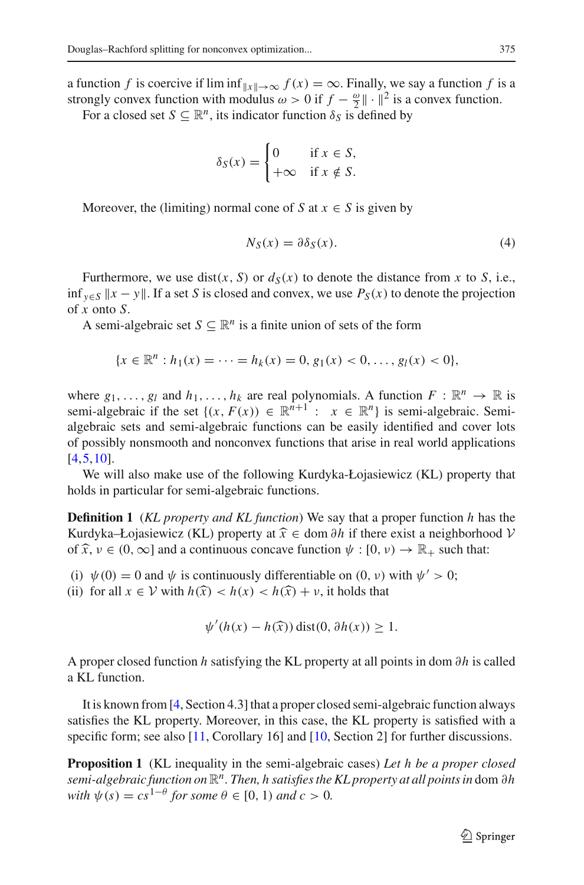a function $f$ is coercive if $\liminf_{\|x\|\to\infty} f(x) = \infty$. Finally, we say a function $f$ is a strongly convex function with modulus $\omega > 0$ if $f - \frac{\omega}{2}\|\cdot\|^2$ is a convex function.

For a closed set $S \subseteq \mathbb{R}^n$, its indicator function $\delta_S$ is defined by

$$\delta_S(x) = \begin{cases} 0 & \text{if } x \in S, \\ +\infty & \text{if } x \notin S. \end{cases}$$

Moreover, the (limiting) normal cone of $S$ at $x \in S$ is given by

$$N_S(x) = \partial \delta_S(x). \tag{4}$$

Furthermore, we use $\operatorname{dist}(x, S)$ or $d_S(x)$ to denote the distance from $x$ to $S$, i.e., $\inf_{y\in S} \|x - y\|$. If a set $S$ is closed and convex, we use $P_S(x)$ to denote the projection of $x$ onto $S$.

A semi-algebraic set $S \subseteq \mathbb{R}^n$ is a finite union of sets of the form

$$\{x \in \mathbb{R}^n : h_1(x) = \cdots = h_k(x) = 0, g_1(x) < 0, \ldots, g_l(x) < 0\},$$

where $g_1, \ldots, g_l$ and $h_1, \ldots, h_k$ are real polynomials. A function $F : \mathbb{R}^n \to \mathbb{R}$ is semi-algebraic if the set $\{(x, F(x)) \in \mathbb{R}^{n+1} : \ x \in \mathbb{R}^n\}$ is semi-algebraic. Semi-algebraic sets and semi-algebraic functions can be easily identified and cover lots of possibly nonsmooth and nonconvex functions that arise in real world applications [4,5,10].

We will also make use of the following Kurdyka-Łojasiewicz (KL) property that holds in particular for semi-algebraic functions.

**Definition 1** (*KL property and KL function*) We say that a proper function $h$ has the Kurdyka–Łojasiewicz (KL) property at $\widehat{x} \in \operatorname{dom} \partial h$ if there exist a neighborhood $\mathcal{V}$ of $\widehat{x}$, $\nu \in (0, \infty]$ and a continuous concave function $\psi : [0, \nu) \to \mathbb{R}_+$ such that:

(i) $\psi(0) = 0$ and $\psi$ is continuously differentiable on $(0, \nu)$ with $\psi' > 0$;
(ii) for all $x \in \mathcal{V}$ with $h(\widehat{x}) < h(x) < h(\widehat{x}) + \nu$, it holds that

$$\psi'(h(x) - h(\widehat{x}))\operatorname{dist}(0, \partial h(x)) \geq 1.$$

A proper closed function $h$ satisfying the KL property at all points in $\operatorname{dom} \partial h$ is called a KL function.

It is known from [4, Section 4.3] that a proper closed semi-algebraic function always satisfies the KL property. Moreover, in this case, the KL property is satisfied with a specific form; see also [11, Corollary 16] and [10, Section 2] for further discussions.

**Proposition 1** (KL inequality in the semi-algebraic cases) *Let $h$ be a proper closed semi-algebraic function on $\mathbb{R}^n$. Then, $h$ satisfies the KL property at all points in* $\operatorname{dom} \partial h$ *with $\psi(s) = cs^{1-\theta}$ for some $\theta \in [0, 1)$ and $c > 0$.*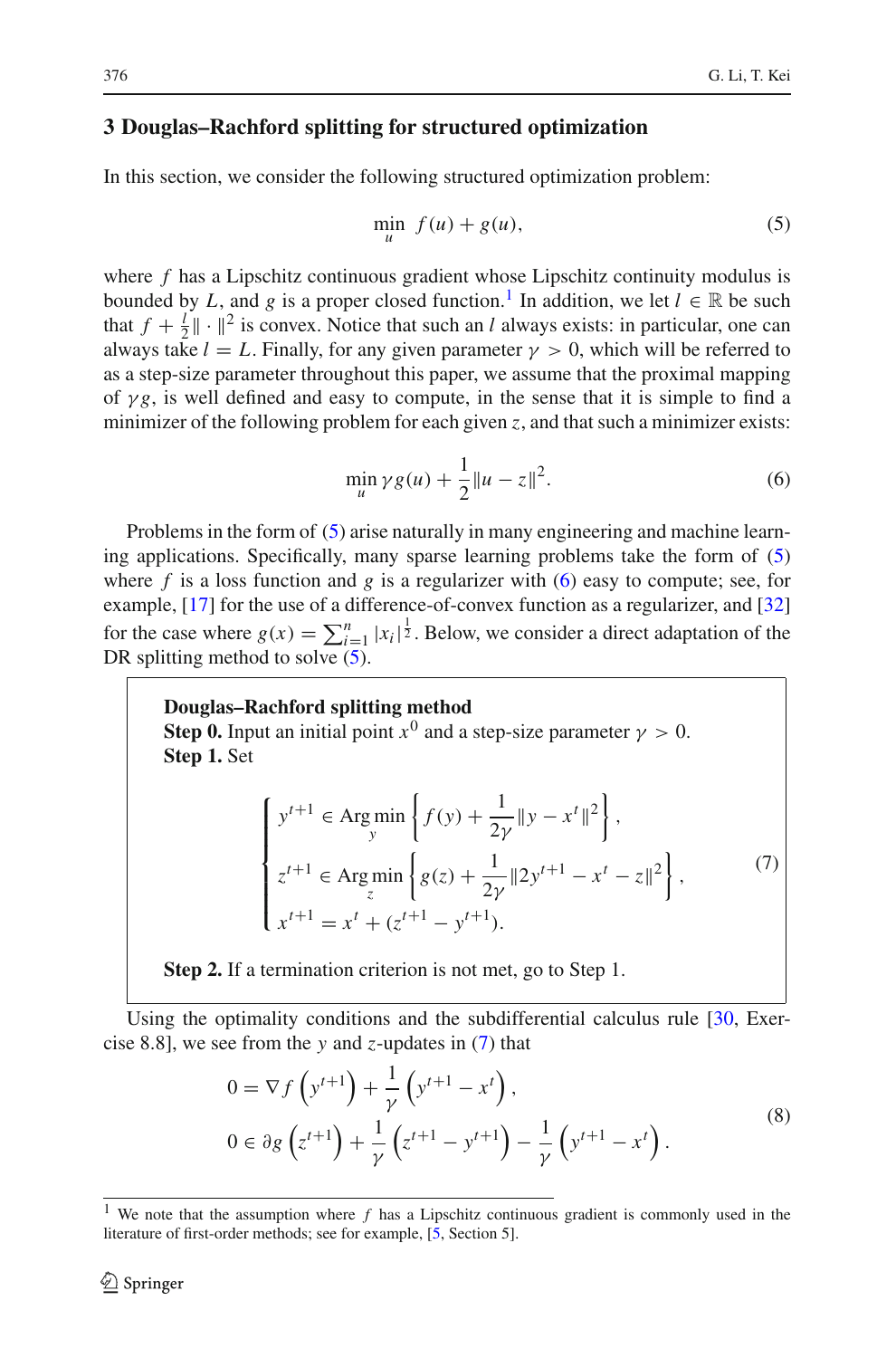## 3 Douglas–Rachford splitting for structured optimization

In this section, we consider the following structured optimization problem:

$$
\min_{u} \; f(u) + g(u), \tag{5}
$$

where $f$ has a Lipschitz continuous gradient whose Lipschitz continuity modulus is bounded by $L$, and $g$ is a proper closed function.[1] In addition, we let $l \in \mathbb{R}$ be such that $f + \frac{l}{2}\|\cdot\|^2$ is convex. Notice that such an $l$ always exists: in particular, one can always take $l = L$. Finally, for any given parameter $\gamma > 0$, which will be referred to as a step-size parameter throughout this paper, we assume that the proximal mapping of $\gamma g$, is well defined and easy to compute, in the sense that it is simple to find a minimizer of the following problem for each given $z$, and that such a minimizer exists:

$$
\min_{u} \gamma g(u) + \frac{1}{2}\|u - z\|^2. \tag{6}
$$

Problems in the form of (5) arise naturally in many engineering and machine learning applications. Specifically, many sparse learning problems take the form of (5) where $f$ is a loss function and $g$ is a regularizer with (6) easy to compute; see, for example, [17] for the use of a difference-of-convex function as a regularizer, and [32] for the case where $g(x) = \sum_{i=1}^{n} |x_i|^{\frac{1}{2}}$. Below, we consider a direct adaptation of the DR splitting method to solve (5).

**Douglas–Rachford splitting method**

**Step 0.** Input an initial point $x^0$ and a step-size parameter $\gamma > 0$.

**Step 1.** Set

$$
\begin{cases}
y^{t+1} \in \operatorname*{Arg\,min}_{y} \left\{ f(y) + \dfrac{1}{2\gamma}\|y - x^t\|^2 \right\}, \\
z^{t+1} \in \operatorname*{Arg\,min}_{z} \left\{ g(z) + \dfrac{1}{2\gamma}\|2y^{t+1} - x^t - z\|^2 \right\}, \\
x^{t+1} = x^t + (z^{t+1} - y^{t+1}).
\end{cases} \tag{7}
$$

**Step 2.** If a termination criterion is not met, go to Step 1.

Using the optimality conditions and the subdifferential calculus rule [30, Exercise 8.8], we see from the $y$ and $z$-updates in (7) that

$$
\begin{aligned}
&0 = \nabla f\left(y^{t+1}\right) + \frac{1}{\gamma}\left(y^{t+1} - x^t\right), \\
&0 \in \partial g\left(z^{t+1}\right) + \frac{1}{\gamma}\left(z^{t+1} - y^{t+1}\right) - \frac{1}{\gamma}\left(y^{t+1} - x^t\right).
\end{aligned} \tag{8}
$$

[1] We note that the assumption where $f$ has a Lipschitz continuous gradient is commonly used in the literature of first-order methods; see for example, [5, Section 5].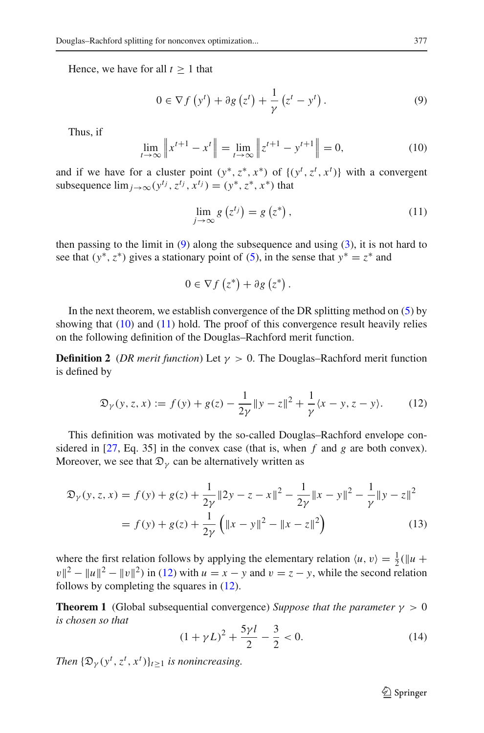Hence, we have for all $t \geq 1$ that

$$0 \in \nabla f\left(y^t\right) + \partial g\left(z^t\right) + \frac{1}{\gamma}\left(z^t - y^t\right). \tag{9}$$

Thus, if

$$\lim_{t\to\infty}\left\|x^{t+1} - x^t\right\| = \lim_{t\to\infty}\left\|z^{t+1} - y^{t+1}\right\| = 0, \tag{10}$$

and if we have for a cluster point $(y^*, z^*, x^*)$ of $\{(y^t, z^t, x^t)\}$ with a convergent subsequence $\lim_{j\to\infty}(y^{t_j}, z^{t_j}, x^{t_j}) = (y^*, z^*, x^*)$ that

$$\lim_{j\to\infty} g\left(z^{t_j}\right) = g\left(z^*\right), \tag{11}$$

then passing to the limit in (9) along the subsequence and using (3), it is not hard to see that $(y^*, z^*)$ gives a stationary point of (5), in the sense that $y^* = z^*$ and

$$0 \in \nabla f\left(z^*\right) + \partial g\left(z^*\right).$$

In the next theorem, we establish convergence of the DR splitting method on (5) by showing that (10) and (11) hold. The proof of this convergence result heavily relies on the following definition of the Douglas–Rachford merit function.

**Definition 2** (*DR merit function*) Let $\gamma > 0$. The Douglas–Rachford merit function is defined by

$$\mathfrak{D}_\gamma(y, z, x) := f(y) + g(z) - \frac{1}{2\gamma}\|y - z\|^2 + \frac{1}{\gamma}\langle x - y, z - y\rangle. \tag{12}$$

This definition was motivated by the so-called Douglas–Rachford envelope considered in [27, Eq. 35] in the convex case (that is, when $f$ and $g$ are both convex). Moreover, we see that $\mathfrak{D}_\gamma$ can be alternatively written as

$$\begin{aligned}
\mathfrak{D}_\gamma(y, z, x) &= f(y) + g(z) + \frac{1}{2\gamma}\|2y - z - x\|^2 - \frac{1}{2\gamma}\|x - y\|^2 - \frac{1}{\gamma}\|y - z\|^2 \\
&= f(y) + g(z) + \frac{1}{2\gamma}\left(\|x - y\|^2 - \|x - z\|^2\right)
\end{aligned} \tag{13}$$

where the first relation follows by applying the elementary relation $\langle u, v\rangle = \frac{1}{2}(\|u + v\|^2 - \|u\|^2 - \|v\|^2)$ in (12) with $u = x - y$ and $v = z - y$, while the second relation follows by completing the squares in (12).

**Theorem 1** (Global subsequential convergence) *Suppose that the parameter $\gamma > 0$ is chosen so that*

$$(1 + \gamma L)^2 + \frac{5\gamma l}{2} - \frac{3}{2} < 0. \tag{14}$$

*Then $\{\mathfrak{D}_\gamma(y^t, z^t, x^t)\}_{t\geq 1}$ is nonincreasing.*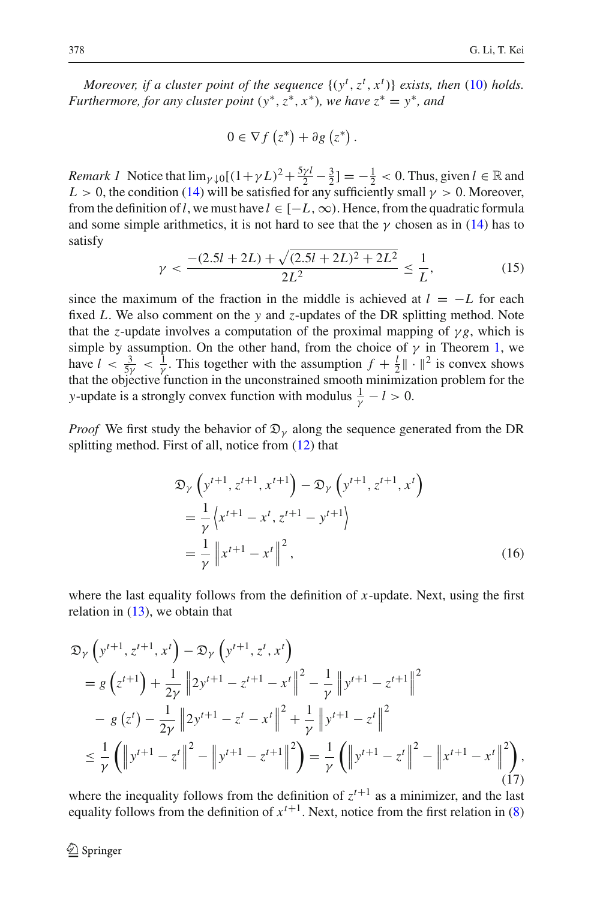*Moreover, if a cluster point of the sequence* $\{(y^t, z^t, x^t)\}$ *exists, then* (10) *holds. Furthermore, for any cluster point* $(y^*, z^*, x^*)$*, we have* $z^* = y^*$*, and*

$$0 \in \nabla f\left(z^*\right) + \partial g\left(z^*\right).$$

*Remark 1* Notice that $\lim_{\gamma \downarrow 0}[(1+\gamma L)^2 + \frac{5\gamma l}{2} - \frac{3}{2}] = -\frac{1}{2} < 0$. Thus, given $l \in \mathbb{R}$ and $L > 0$, the condition (14) will be satisfied for any sufficiently small $\gamma > 0$. Moreover, from the definition of $l$, we must have $l \in [-L, \infty)$. Hence, from the quadratic formula and some simple arithmetics, it is not hard to see that the $\gamma$ chosen as in (14) has to satisfy

$$\gamma < \frac{-(2.5l + 2L) + \sqrt{(2.5l + 2L)^2 + 2L^2}}{2L^2} \le \frac{1}{L}, \tag{15}$$

since the maximum of the fraction in the middle is achieved at $l = -L$ for each fixed $L$. We also comment on the $y$ and $z$-updates of the DR splitting method. Note that the $z$-update involves a computation of the proximal mapping of $\gamma g$, which is simple by assumption. On the other hand, from the choice of $\gamma$ in Theorem 1, we have $l < \frac{3}{5\gamma} < \frac{1}{\gamma}$. This together with the assumption $f + \frac{l}{2}\|\cdot\|^2$ is convex shows that the objective function in the unconstrained smooth minimization problem for the $y$-update is a strongly convex function with modulus $\frac{1}{\gamma} - l > 0$.

*Proof* We first study the behavior of $\mathfrak{D}_\gamma$ along the sequence generated from the DR splitting method. First of all, notice from (12) that

$$\begin{aligned}
&\mathfrak{D}_\gamma\left(y^{t+1}, z^{t+1}, x^{t+1}\right) - \mathfrak{D}_\gamma\left(y^{t+1}, z^{t+1}, x^{t}\right) \\
&= \frac{1}{\gamma}\left\langle x^{t+1} - x^t, z^{t+1} - y^{t+1}\right\rangle \\
&= \frac{1}{\gamma}\left\|x^{t+1} - x^t\right\|^2,
\end{aligned} \tag{16}$$

where the last equality follows from the definition of $x$-update. Next, using the first relation in (13), we obtain that

$$\begin{aligned}
&\mathfrak{D}_\gamma\left(y^{t+1}, z^{t+1}, x^{t}\right) - \mathfrak{D}_\gamma\left(y^{t+1}, z^{t}, x^{t}\right) \\
&= g\left(z^{t+1}\right) + \frac{1}{2\gamma}\left\|2y^{t+1} - z^{t+1} - x^t\right\|^2 - \frac{1}{\gamma}\left\|y^{t+1} - z^{t+1}\right\|^2 \\
&\quad - g\left(z^t\right) - \frac{1}{2\gamma}\left\|2y^{t+1} - z^{t} - x^t\right\|^2 + \frac{1}{\gamma}\left\|y^{t+1} - z^{t}\right\|^2 \\
&\le \frac{1}{\gamma}\left(\left\|y^{t+1} - z^t\right\|^2 - \left\|y^{t+1} - z^{t+1}\right\|^2\right) = \frac{1}{\gamma}\left(\left\|y^{t+1} - z^t\right\|^2 - \left\|x^{t+1} - x^t\right\|^2\right),
\end{aligned} \tag{17}$$

where the inequality follows from the definition of $z^{t+1}$ as a minimizer, and the last equality follows from the definition of $x^{t+1}$. Next, notice from the first relation in (8)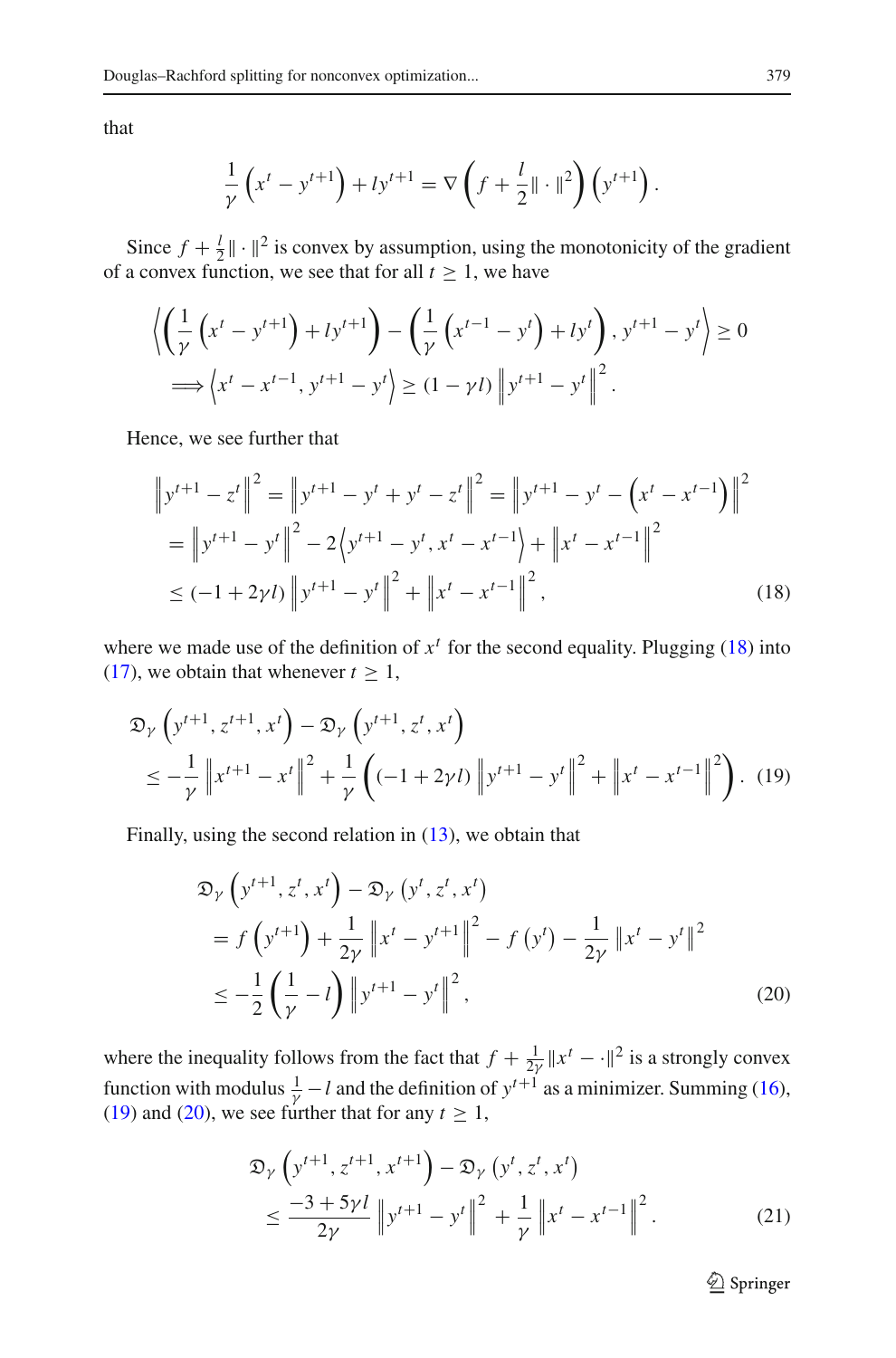that

$$\frac{1}{\gamma}\left(x^t - y^{t+1}\right) + l y^{t+1} = \nabla\left(f + \frac{l}{2}\|\cdot\|^2\right)\left(y^{t+1}\right).$$

Since $f + \frac{l}{2}\|\cdot\|^2$ is convex by assumption, using the monotonicity of the gradient of a convex function, we see that for all $t \geq 1$, we have

$$\begin{aligned}
&\left\langle \left(\frac{1}{\gamma}\left(x^t - y^{t+1}\right) + l y^{t+1}\right) - \left(\frac{1}{\gamma}\left(x^{t-1} - y^t\right) + l y^t\right), y^{t+1} - y^t \right\rangle \geq 0 \\
&\quad \Longrightarrow \left\langle x^t - x^{t-1}, y^{t+1} - y^t \right\rangle \geq (1 - \gamma l)\left\| y^{t+1} - y^t \right\|^2.
\end{aligned}$$

Hence, we see further that

$$\begin{aligned}
\left\| y^{t+1} - z^t \right\|^2 &= \left\| y^{t+1} - y^t + y^t - z^t \right\|^2 = \left\| y^{t+1} - y^t - \left(x^t - x^{t-1}\right) \right\|^2 \\
&= \left\| y^{t+1} - y^t \right\|^2 - 2\left\langle y^{t+1} - y^t, x^t - x^{t-1} \right\rangle + \left\| x^t - x^{t-1} \right\|^2 \\
&\leq (-1 + 2\gamma l)\left\| y^{t+1} - y^t \right\|^2 + \left\| x^t - x^{t-1} \right\|^2,
\end{aligned} \tag{18}$$

where we made use of the definition of $x^t$ for the second equality. Plugging (18) into (17), we obtain that whenever $t \geq 1$,

$$\begin{aligned}
&\mathfrak{D}_\gamma\left(y^{t+1}, z^{t+1}, x^t\right) - \mathfrak{D}_\gamma\left(y^{t+1}, z^t, x^t\right) \\
&\quad \leq -\frac{1}{\gamma}\left\| x^{t+1} - x^t \right\|^2 + \frac{1}{\gamma}\left((-1 + 2\gamma l)\left\| y^{t+1} - y^t \right\|^2 + \left\| x^t - x^{t-1} \right\|^2\right).
\end{aligned} \tag{19}$$

Finally, using the second relation in (13), we obtain that

$$\begin{aligned}
&\mathfrak{D}_\gamma\left(y^{t+1}, z^t, x^t\right) - \mathfrak{D}_\gamma\left(y^t, z^t, x^t\right) \\
&\quad = f\left(y^{t+1}\right) + \frac{1}{2\gamma}\left\| x^t - y^{t+1} \right\|^2 - f\left(y^t\right) - \frac{1}{2\gamma}\left\| x^t - y^t \right\|^2 \\
&\quad \leq -\frac{1}{2}\left(\frac{1}{\gamma} - l\right)\left\| y^{t+1} - y^t \right\|^2,
\end{aligned} \tag{20}$$

where the inequality follows from the fact that $f + \frac{1}{2\gamma}\|x^t - \cdot\|^2$ is a strongly convex function with modulus $\frac{1}{\gamma} - l$ and the definition of $y^{t+1}$ as a minimizer. Summing (16), (19) and (20), we see further that for any $t \geq 1$,

$$\begin{aligned}
&\mathfrak{D}_\gamma\left(y^{t+1}, z^{t+1}, x^{t+1}\right) - \mathfrak{D}_\gamma\left(y^t, z^t, x^t\right) \\
&\quad \leq \frac{-3 + 5\gamma l}{2\gamma}\left\| y^{t+1} - y^t \right\|^2 + \frac{1}{\gamma}\left\| x^t - x^{t-1} \right\|^2.
\end{aligned} \tag{21}$$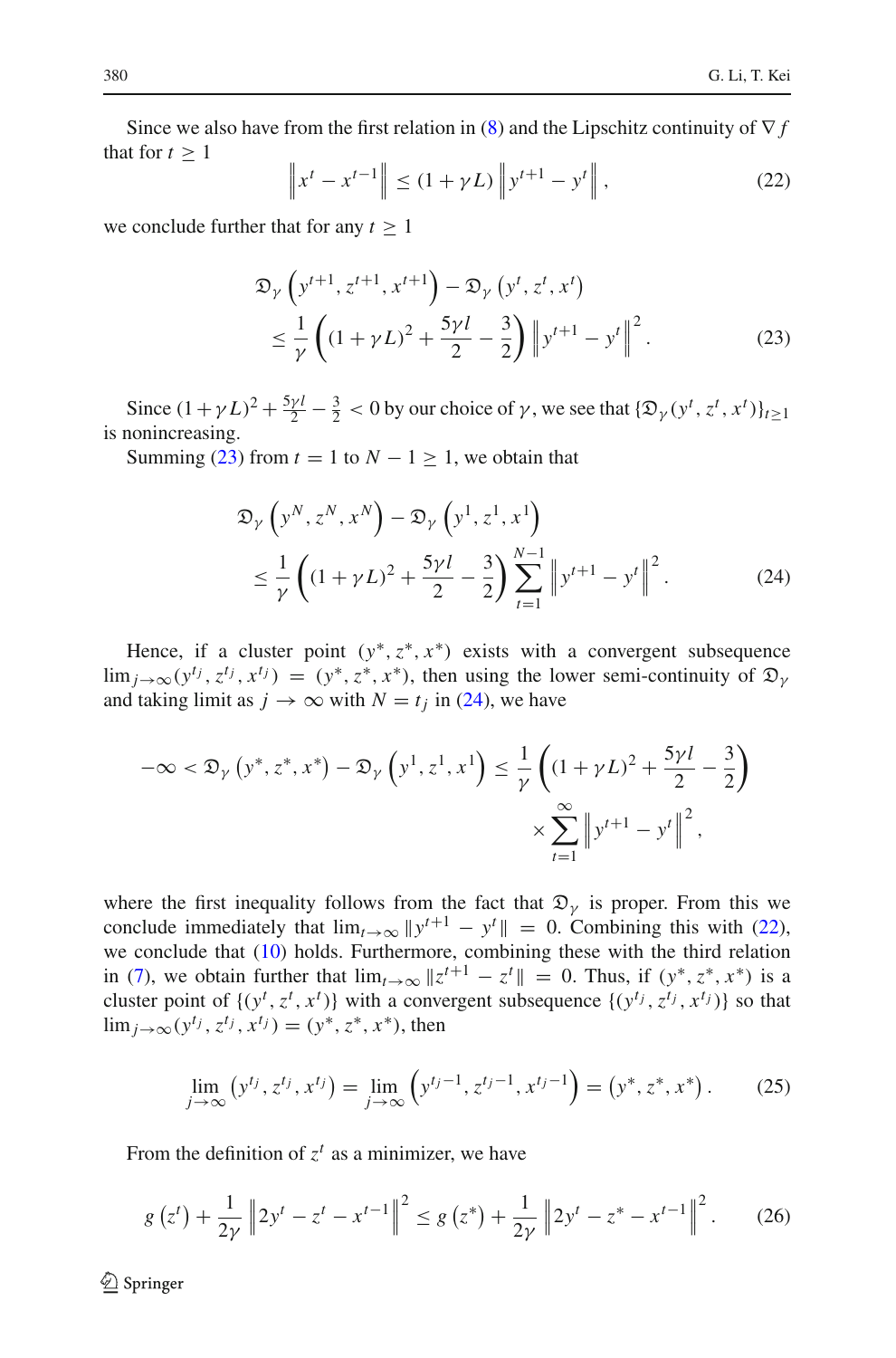Since we also have from the first relation in (8) and the Lipschitz continuity of $\nabla f$ that for $t \geq 1$

$$\left\| x^t - x^{t-1} \right\| \leq (1 + \gamma L) \left\| y^{t+1} - y^t \right\|, \tag{22}$$

we conclude further that for any $t \geq 1$

$$\begin{aligned}
&\mathfrak{D}_\gamma \left( y^{t+1}, z^{t+1}, x^{t+1} \right) - \mathfrak{D}_\gamma \left( y^t, z^t, x^t \right) \\
&\quad \leq \frac{1}{\gamma} \left( (1 + \gamma L)^2 + \frac{5\gamma l}{2} - \frac{3}{2} \right) \left\| y^{t+1} - y^t \right\|^2 .
\end{aligned} \tag{23}$$

Since $(1 + \gamma L)^2 + \frac{5\gamma l}{2} - \frac{3}{2} < 0$ by our choice of $\gamma$, we see that $\{\mathfrak{D}_\gamma(y^t, z^t, x^t)\}_{t \geq 1}$ is nonincreasing.

Summing (23) from $t = 1$ to $N - 1 \geq 1$, we obtain that

$$\begin{aligned}
&\mathfrak{D}_\gamma \left( y^N, z^N, x^N \right) - \mathfrak{D}_\gamma \left( y^1, z^1, x^1 \right) \\
&\quad \leq \frac{1}{\gamma} \left( (1 + \gamma L)^2 + \frac{5\gamma l}{2} - \frac{3}{2} \right) \sum_{t=1}^{N-1} \left\| y^{t+1} - y^t \right\|^2 .
\end{aligned} \tag{24}$$

Hence, if a cluster point $(y^*, z^*, x^*)$ exists with a convergent subsequence $\lim_{j \to \infty} (y^{t_j}, z^{t_j}, x^{t_j}) = (y^*, z^*, x^*)$, then using the lower semi-continuity of $\mathfrak{D}_\gamma$ and taking limit as $j \to \infty$ with $N = t_j$ in (24), we have

$$\begin{aligned}
-\infty < \mathfrak{D}_\gamma \left( y^*, z^*, x^* \right) - \mathfrak{D}_\gamma \left( y^1, z^1, x^1 \right) &\leq \frac{1}{\gamma} \left( (1 + \gamma L)^2 + \frac{5\gamma l}{2} - \frac{3}{2} \right) \\
&\quad \times \sum_{t=1}^{\infty} \left\| y^{t+1} - y^t \right\|^2 ,
\end{aligned}$$

where the first inequality follows from the fact that $\mathfrak{D}_\gamma$ is proper. From this we conclude immediately that $\lim_{t \to \infty} \| y^{t+1} - y^t \| = 0$. Combining this with (22), we conclude that (10) holds. Furthermore, combining these with the third relation in (7), we obtain further that $\lim_{t \to \infty} \| z^{t+1} - z^t \| = 0$. Thus, if $(y^*, z^*, x^*)$ is a cluster point of $\{(y^t, z^t, x^t)\}$ with a convergent subsequence $\{(y^{t_j}, z^{t_j}, x^{t_j})\}$ so that $\lim_{j \to \infty} (y^{t_j}, z^{t_j}, x^{t_j}) = (y^*, z^*, x^*)$, then

$$\lim_{j \to \infty} \left( y^{t_j}, z^{t_j}, x^{t_j} \right) = \lim_{j \to \infty} \left( y^{t_j - 1}, z^{t_j - 1}, x^{t_j - 1} \right) = \left( y^*, z^*, x^* \right). \tag{25}$$

From the definition of $z^t$ as a minimizer, we have

$$g \left( z^t \right) + \frac{1}{2\gamma} \left\| 2y^t - z^t - x^{t-1} \right\|^2 \leq g \left( z^* \right) + \frac{1}{2\gamma} \left\| 2y^t - z^* - x^{t-1} \right\|^2 . \tag{26}$$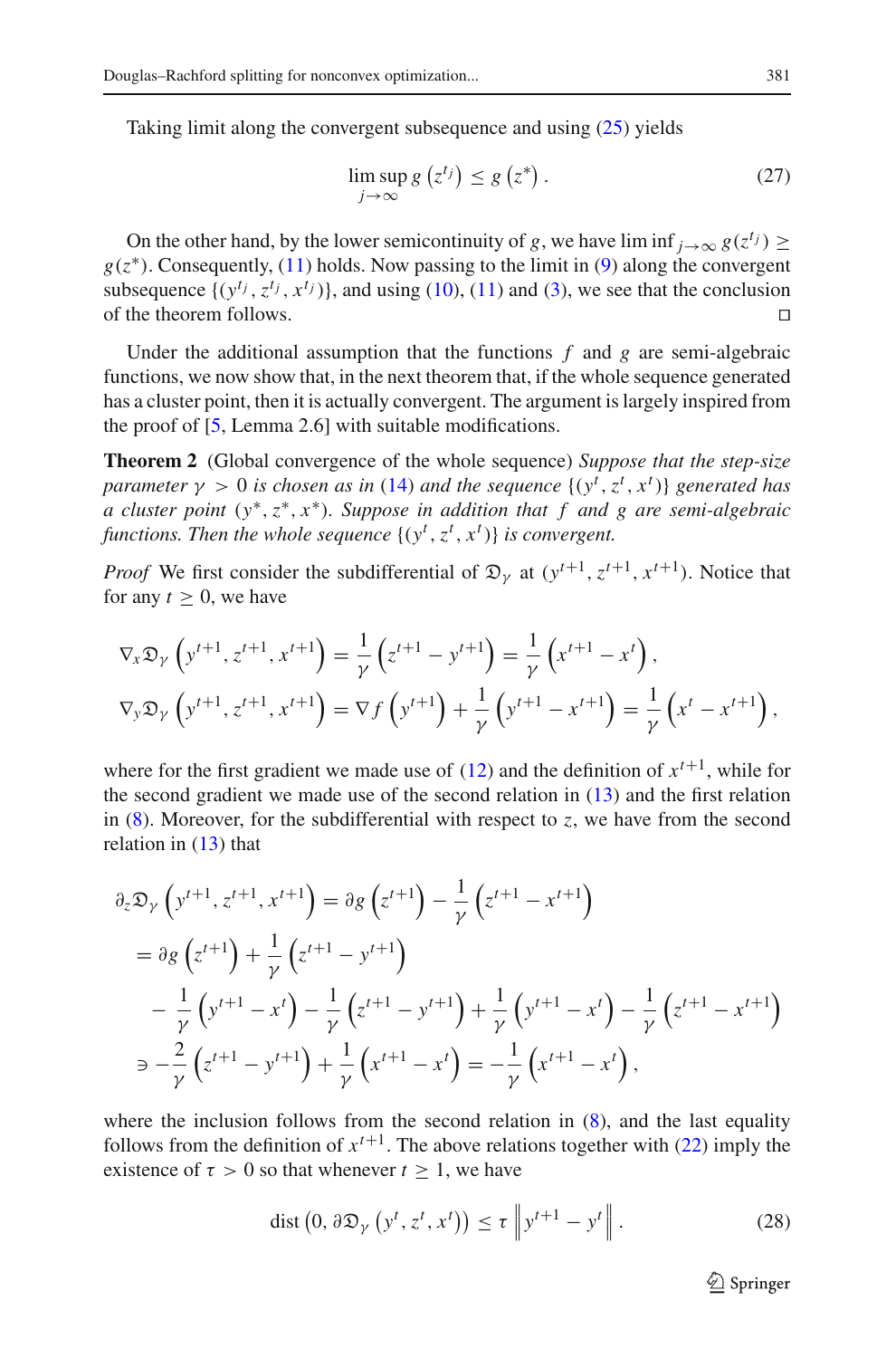Taking limit along the convergent subsequence and using (25) yields

$$\limsup_{j\to\infty} g\left(z^{t_j}\right) \le g\left(z^*\right). \tag{27}$$

On the other hand, by the lower semicontinuity of $g$, we have $\liminf_{j\to\infty} g(z^{t_j}) \ge g(z^*)$. Consequently, (11) holds. Now passing to the limit in (9) along the convergent subsequence $\{(y^{t_j}, z^{t_j}, x^{t_j})\}$, and using (10), (11) and (3), we see that the conclusion of the theorem follows. □

Under the additional assumption that the functions $f$ and $g$ are semi-algebraic functions, we now show that, in the next theorem that, if the whole sequence generated has a cluster point, then it is actually convergent. The argument is largely inspired from the proof of [5, Lemma 2.6] with suitable modifications.

**Theorem 2** (Global convergence of the whole sequence) *Suppose that the step-size parameter $\gamma > 0$ is chosen as in (14) and the sequence $\{(y^t, z^t, x^t)\}$ generated has a cluster point $(y^*, z^*, x^*)$. Suppose in addition that $f$ and $g$ are semi-algebraic functions. Then the whole sequence $\{(y^t, z^t, x^t)\}$ is convergent.*

*Proof* We first consider the subdifferential of $\mathfrak{D}_\gamma$ at $(y^{t+1}, z^{t+1}, x^{t+1})$. Notice that for any $t \ge 0$, we have

$$\nabla_x \mathfrak{D}_\gamma\left(y^{t+1}, z^{t+1}, x^{t+1}\right) = \frac{1}{\gamma}\left(z^{t+1} - y^{t+1}\right) = \frac{1}{\gamma}\left(x^{t+1} - x^t\right),$$
$$\nabla_y \mathfrak{D}_\gamma\left(y^{t+1}, z^{t+1}, x^{t+1}\right) = \nabla f\left(y^{t+1}\right) + \frac{1}{\gamma}\left(y^{t+1} - x^{t+1}\right) = \frac{1}{\gamma}\left(x^t - x^{t+1}\right),$$

where for the first gradient we made use of (12) and the definition of $x^{t+1}$, while for the second gradient we made use of the second relation in (13) and the first relation in (8). Moreover, for the subdifferential with respect to $z$, we have from the second relation in (13) that

$$\begin{aligned}
&\partial_z \mathfrak{D}_\gamma\left(y^{t+1}, z^{t+1}, x^{t+1}\right) = \partial g\left(z^{t+1}\right) - \frac{1}{\gamma}\left(z^{t+1} - x^{t+1}\right)\\
&= \partial g\left(z^{t+1}\right) + \frac{1}{\gamma}\left(z^{t+1} - y^{t+1}\right)\\
&\quad - \frac{1}{\gamma}\left(y^{t+1} - x^t\right) - \frac{1}{\gamma}\left(z^{t+1} - y^{t+1}\right) + \frac{1}{\gamma}\left(y^{t+1} - x^t\right) - \frac{1}{\gamma}\left(z^{t+1} - x^{t+1}\right)\\
&\ni -\frac{2}{\gamma}\left(z^{t+1} - y^{t+1}\right) + \frac{1}{\gamma}\left(x^{t+1} - x^t\right) = -\frac{1}{\gamma}\left(x^{t+1} - x^t\right),
\end{aligned}$$

where the inclusion follows from the second relation in (8), and the last equality follows from the definition of $x^{t+1}$. The above relations together with (22) imply the existence of $\tau > 0$ so that whenever $t \ge 1$, we have

$$\operatorname{dist}\left(0, \partial\mathfrak{D}_\gamma\left(y^t, z^t, x^t\right)\right) \le \tau \left\| y^{t+1} - y^t \right\|. \tag{28}$$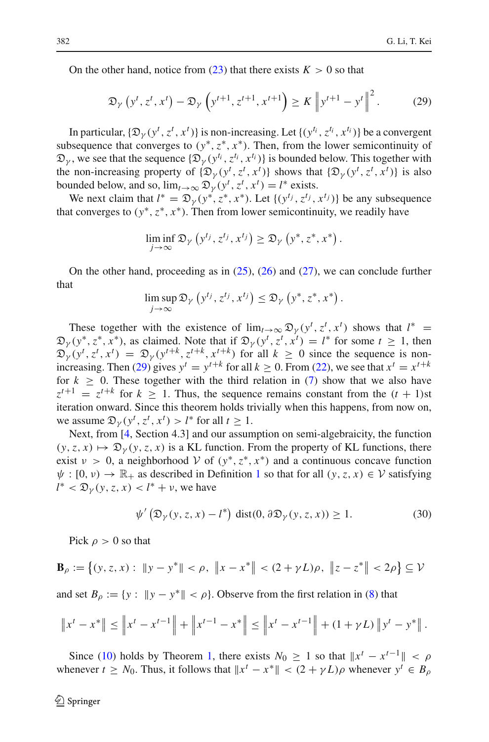On the other hand, notice from (23) that there exists $K > 0$ so that

$$\mathfrak{D}_\gamma\left(y^t, z^t, x^t\right) - \mathfrak{D}_\gamma\left(y^{t+1}, z^{t+1}, x^{t+1}\right) \geq K\left\|y^{t+1} - y^t\right\|^2. \tag{29}$$

In particular, $\{\mathfrak{D}_\gamma(y^t, z^t, x^t)\}$ is non-increasing. Let $\{(y^{t_i}, z^{t_i}, x^{t_i})\}$ be a convergent subsequence that converges to $(y^*, z^*, x^*)$. Then, from the lower semicontinuity of $\mathfrak{D}_\gamma$, we see that the sequence $\{\mathfrak{D}_\gamma(y^{t_i}, z^{t_i}, x^{t_i})\}$ is bounded below. This together with the non-increasing property of $\{\mathfrak{D}_\gamma(y^t, z^t, x^t)\}$ shows that $\{\mathfrak{D}_\gamma(y^t, z^t, x^t)\}$ is also bounded below, and so, $\lim_{t\to\infty}\mathfrak{D}_\gamma(y^t, z^t, x^t) = l^*$ exists.

We next claim that $l^* = \mathfrak{D}_\gamma(y^*, z^*, x^*)$. Let $\{(y^{t_j}, z^{t_j}, x^{t_j})\}$ be any subsequence that converges to $(y^*, z^*, x^*)$. Then from lower semicontinuity, we readily have

$$\liminf_{j\to\infty}\mathfrak{D}_\gamma\left(y^{t_j}, z^{t_j}, x^{t_j}\right) \geq \mathfrak{D}_\gamma\left(y^*, z^*, x^*\right).$$

On the other hand, proceeding as in (25), (26) and (27), we can conclude further that

$$\limsup_{j\to\infty}\mathfrak{D}_\gamma\left(y^{t_j}, z^{t_j}, x^{t_j}\right) \leq \mathfrak{D}_\gamma\left(y^*, z^*, x^*\right).$$

These together with the existence of $\lim_{t\to\infty}\mathfrak{D}_\gamma(y^t, z^t, x^t)$ shows that $l^* = \mathfrak{D}_\gamma(y^*, z^*, x^*)$, as claimed. Note that if $\mathfrak{D}_\gamma(y^t, z^t, x^t) = l^*$ for some $t \geq 1$, then $\mathfrak{D}_\gamma(y^t, z^t, x^t) = \mathfrak{D}_\gamma(y^{t+k}, z^{t+k}, x^{t+k})$ for all $k \geq 0$ since the sequence is non-increasing. Then (29) gives $y^t = y^{t+k}$ for all $k \geq 0$. From (22), we see that $x^t = x^{t+k}$ for $k \geq 0$. These together with the third relation in (7) show that we also have $z^{t+1} = z^{t+k}$ for $k \geq 1$. Thus, the sequence remains constant from the $(t+1)$st iteration onward. Since this theorem holds trivially when this happens, from now on, we assume $\mathfrak{D}_\gamma(y^t, z^t, x^t) > l^*$ for all $t \geq 1$.

Next, from [4, Section 4.3] and our assumption on semi-algebraicity, the function $(y, z, x) \mapsto \mathfrak{D}_\gamma(y, z, x)$ is a KL function. From the property of KL functions, there exist $\nu > 0$, a neighborhood $\mathcal{V}$ of $(y^*, z^*, x^*)$ and a continuous concave function $\psi : [0, \nu) \to \mathbb{R}_+$ as described in Definition 1 so that for all $(y, z, x) \in \mathcal{V}$ satisfying $l^* < \mathfrak{D}_\gamma(y, z, x) < l^* + \nu$, we have

$$\psi'\left(\mathfrak{D}_\gamma(y, z, x) - l^*\right)\,\mathrm{dist}(0, \partial\mathfrak{D}_\gamma(y, z, x)) \geq 1. \tag{30}$$

Pick $\rho > 0$ so that

$$\mathbf{B}_\rho := \left\{(y, z, x) : \ \|y - y^*\| < \rho,\ \left\|x - x^*\right\| < (2 + \gamma L)\rho,\ \left\|z - z^*\right\| < 2\rho\right\} \subseteq \mathcal{V}$$

and set $B_\rho := \{y : \ \|y - y^*\| < \rho\}$. Observe from the first relation in (8) that

$$\left\|x^t - x^*\right\| \leq \left\|x^t - x^{t-1}\right\| + \left\|x^{t-1} - x^*\right\| \leq \left\|x^t - x^{t-1}\right\| + (1 + \gamma L)\left\|y^t - y^*\right\|.$$

Since (10) holds by Theorem 1, there exists $N_0 \geq 1$ so that $\|x^t - x^{t-1}\| < \rho$ whenever $t \geq N_0$. Thus, it follows that $\|x^t - x^*\| < (2 + \gamma L)\rho$ whenever $y^t \in B_\rho$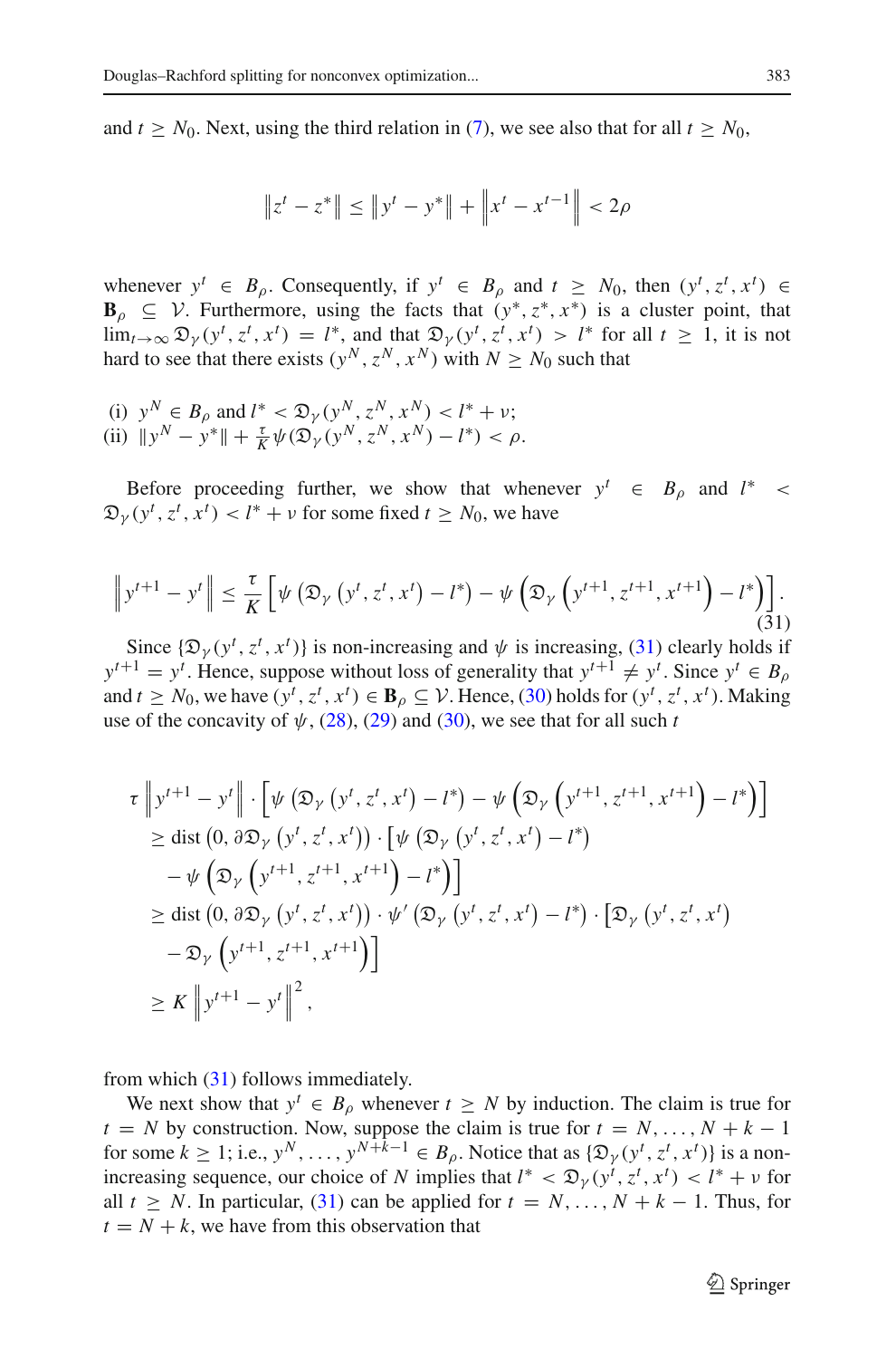and $t \geq N_0$. Next, using the third relation in (7), we see also that for all $t \geq N_0$,

$$\left\|z^t - z^*\right\| \leq \left\|y^t - y^*\right\| + \left\|x^t - x^{t-1}\right\| < 2\rho$$

whenever $y^t \in B_\rho$. Consequently, if $y^t \in B_\rho$ and $t \geq N_0$, then $(y^t, z^t, x^t) \in \mathbf{B}_\rho \subseteq \mathcal{V}$. Furthermore, using the facts that $(y^*, z^*, x^*)$ is a cluster point, that $\lim_{t\to\infty} \mathfrak{D}_\gamma(y^t, z^t, x^t) = l^*$, and that $\mathfrak{D}_\gamma(y^t, z^t, x^t) > l^*$ for all $t \geq 1$, it is not hard to see that there exists $(y^N, z^N, x^N)$ with $N \geq N_0$ such that

(i) $y^N \in B_\rho$ and $l^* < \mathfrak{D}_\gamma(y^N, z^N, x^N) < l^* + \nu$;
(ii) $\|y^N - y^*\| + \frac{\tau}{K}\psi(\mathfrak{D}_\gamma(y^N, z^N, x^N) - l^*) < \rho$.

Before proceeding further, we show that whenever $y^t \in B_\rho$ and $l^* < \mathfrak{D}_\gamma(y^t, z^t, x^t) < l^* + \nu$ for some fixed $t \geq N_0$, we have

$$\left\|y^{t+1} - y^t\right\| \leq \frac{\tau}{K}\left[\psi\left(\mathfrak{D}_\gamma\left(y^t, z^t, x^t\right) - l^*\right) - \psi\left(\mathfrak{D}_\gamma\left(y^{t+1}, z^{t+1}, x^{t+1}\right) - l^*\right)\right]. \tag{31}$$

Since $\{\mathfrak{D}_\gamma(y^t, z^t, x^t)\}$ is non-increasing and $\psi$ is increasing, (31) clearly holds if $y^{t+1} = y^t$. Hence, suppose without loss of generality that $y^{t+1} \neq y^t$. Since $y^t \in B_\rho$ and $t \geq N_0$, we have $(y^t, z^t, x^t) \in \mathbf{B}_\rho \subseteq \mathcal{V}$. Hence, (30) holds for $(y^t, z^t, x^t)$. Making use of the concavity of $\psi$, (28), (29) and (30), we see that for all such $t$

$$\begin{aligned}
\tau \left\|y^{t+1} - y^t\right\| &\cdot \left[\psi\left(\mathfrak{D}_\gamma\left(y^t, z^t, x^t\right) - l^*\right) - \psi\left(\mathfrak{D}_\gamma\left(y^{t+1}, z^{t+1}, x^{t+1}\right) - l^*\right)\right] \\
&\geq \operatorname{dist}\left(0, \partial\mathfrak{D}_\gamma\left(y^t, z^t, x^t\right)\right) \cdot \left[\psi\left(\mathfrak{D}_\gamma\left(y^t, z^t, x^t\right) - l^*\right)\right. \\
&\quad \left. - \psi\left(\mathfrak{D}_\gamma\left(y^{t+1}, z^{t+1}, x^{t+1}\right) - l^*\right)\right] \\
&\geq \operatorname{dist}\left(0, \partial\mathfrak{D}_\gamma\left(y^t, z^t, x^t\right)\right) \cdot \psi'\left(\mathfrak{D}_\gamma\left(y^t, z^t, x^t\right) - l^*\right) \cdot \left[\mathfrak{D}_\gamma\left(y^t, z^t, x^t\right)\right. \\
&\quad \left. - \mathfrak{D}_\gamma\left(y^{t+1}, z^{t+1}, x^{t+1}\right)\right] \\
&\geq K \left\|y^{t+1} - y^t\right\|^2,
\end{aligned}$$

from which (31) follows immediately.

We next show that $y^t \in B_\rho$ whenever $t \geq N$ by induction. The claim is true for $t = N$ by construction. Now, suppose the claim is true for $t = N, \ldots, N + k - 1$ for some $k \geq 1$; i.e., $y^N, \ldots, y^{N+k-1} \in B_\rho$. Notice that as $\{\mathfrak{D}_\gamma(y^t, z^t, x^t)\}$ is a non-increasing sequence, our choice of $N$ implies that $l^* < \mathfrak{D}_\gamma(y^t, z^t, x^t) < l^* + \nu$ for all $t \geq N$. In particular, (31) can be applied for $t = N, \ldots, N + k - 1$. Thus, for $t = N + k$, we have from this observation that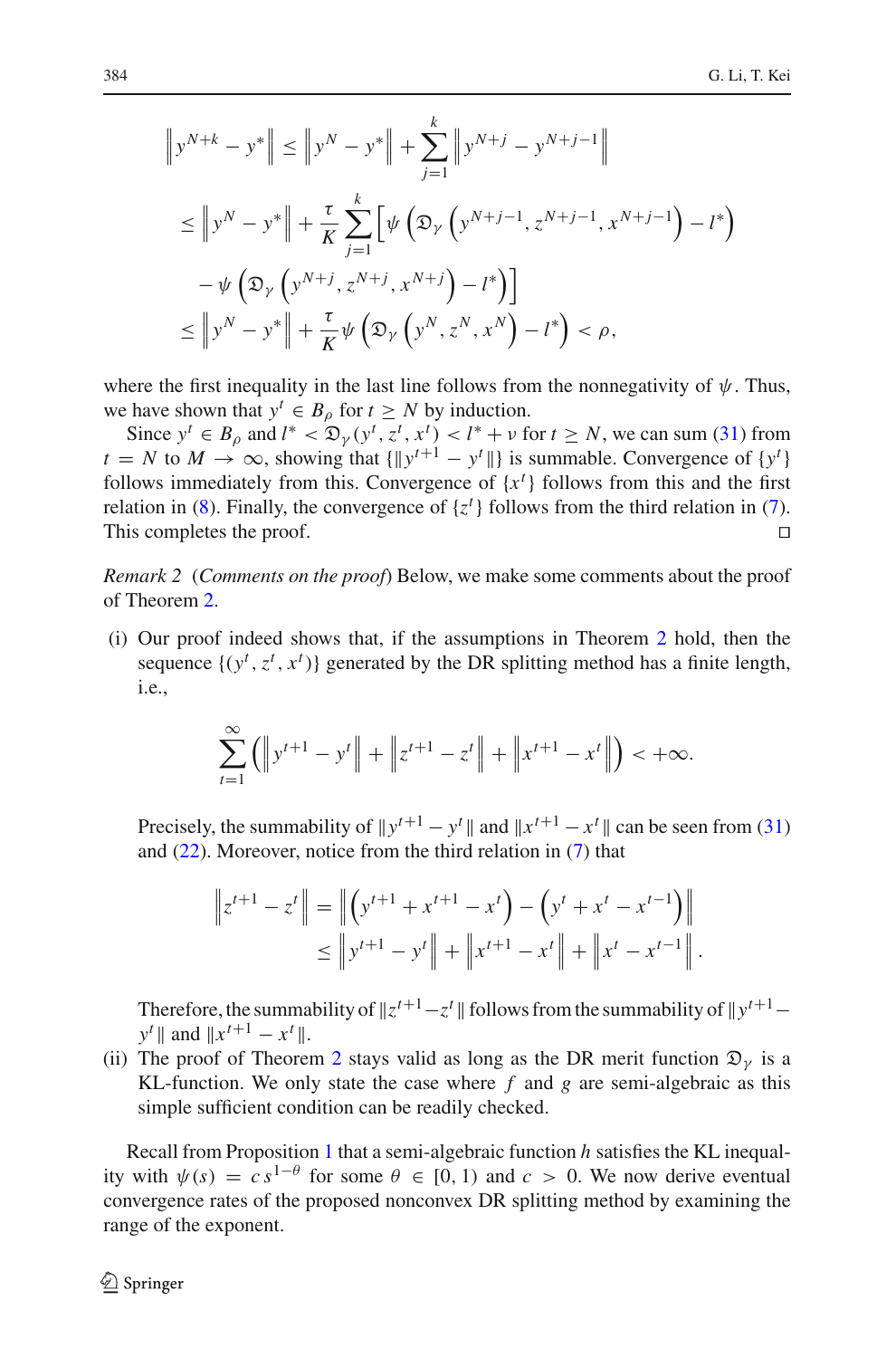$$
\begin{aligned}
\left\| y^{N+k} - y^* \right\| &\le \left\| y^N - y^* \right\| + \sum_{j=1}^{k} \left\| y^{N+j} - y^{N+j-1} \right\| \\
&\le \left\| y^N - y^* \right\| + \frac{\tau}{K} \sum_{j=1}^{k} \Big[ \psi \left( \mathfrak{D}_\gamma \left( y^{N+j-1}, z^{N+j-1}, x^{N+j-1} \right) - l^* \right) \\
&\quad - \psi \left( \mathfrak{D}_\gamma \left( y^{N+j}, z^{N+j}, x^{N+j} \right) - l^* \right) \Big] \\
&\le \left\| y^N - y^* \right\| + \frac{\tau}{K} \psi \left( \mathfrak{D}_\gamma \left( y^N, z^N, x^N \right) - l^* \right) < \rho,
\end{aligned}
$$

where the first inequality in the last line follows from the nonnegativity of $\psi$. Thus, we have shown that $y^t \in B_\rho$ for $t \ge N$ by induction.

Since $y^t \in B_\rho$ and $l^* < \mathfrak{D}_\gamma(y^t, z^t, x^t) < l^* + \nu$ for $t \ge N$, we can sum (31) from $t = N$ to $M \to \infty$, showing that $\{\|y^{t+1} - y^t\|\}$ is summable. Convergence of $\{y^t\}$ follows immediately from this. Convergence of $\{x^t\}$ follows from this and the first relation in (8). Finally, the convergence of $\{z^t\}$ follows from the third relation in (7). This completes the proof. $\square$

*Remark 2* (*Comments on the proof*) Below, we make some comments about the proof of Theorem 2.

(i) Our proof indeed shows that, if the assumptions in Theorem 2 hold, then the sequence $\{(y^t, z^t, x^t)\}$ generated by the DR splitting method has a finite length, i.e.,

$$
\sum_{t=1}^{\infty} \left( \left\| y^{t+1} - y^t \right\| + \left\| z^{t+1} - z^t \right\| + \left\| x^{t+1} - x^t \right\| \right) < +\infty.
$$

Precisely, the summability of $\|y^{t+1} - y^t\|$ and $\|x^{t+1} - x^t\|$ can be seen from (31) and (22). Moreover, notice from the third relation in (7) that

$$
\begin{aligned}
\left\| z^{t+1} - z^t \right\| &= \left\| \left( y^{t+1} + x^{t+1} - x^t \right) - \left( y^t + x^t - x^{t-1} \right) \right\| \\
&\le \left\| y^{t+1} - y^t \right\| + \left\| x^{t+1} - x^t \right\| + \left\| x^t - x^{t-1} \right\|.
\end{aligned}
$$

Therefore, the summability of $\|z^{t+1} - z^t\|$ follows from the summability of $\|y^{t+1} - y^t\|$ and $\|x^{t+1} - x^t\|$.

(ii) The proof of Theorem 2 stays valid as long as the DR merit function $\mathfrak{D}_\gamma$ is a KL-function. We only state the case where $f$ and $g$ are semi-algebraic as this simple sufficient condition can be readily checked.

Recall from Proposition 1 that a semi-algebraic function $h$ satisfies the KL inequality with $\psi(s) = c\,s^{1-\theta}$ for some $\theta \in [0, 1)$ and $c > 0$. We now derive eventual convergence rates of the proposed nonconvex DR splitting method by examining the range of the exponent.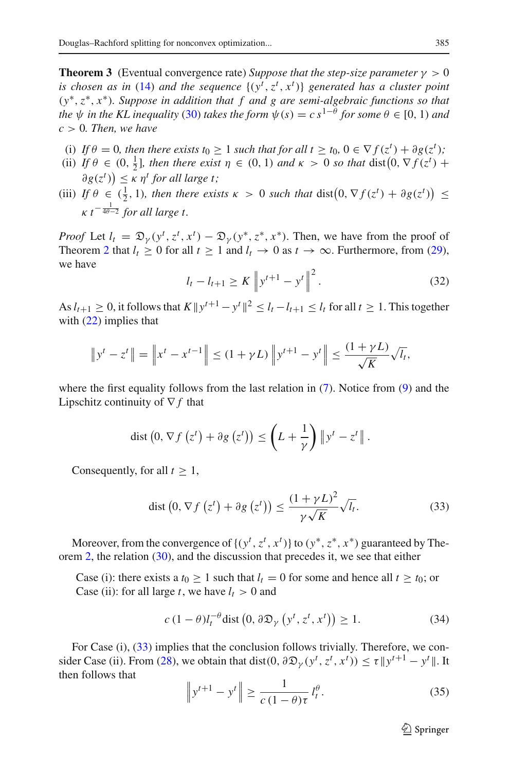**Theorem 3** (Eventual convergence rate) *Suppose that the step-size parameter $\gamma > 0$ is chosen as in (14) and the sequence $\{(y^t, z^t, x^t)\}$ generated has a cluster point $(y^*, z^*, x^*)$. Suppose in addition that $f$ and $g$ are semi-algebraic functions so that the $\psi$ in the KL inequality (30) takes the form $\psi(s) = c\, s^{1-\theta}$ for some $\theta \in [0, 1)$ and $c > 0$. Then, we have*

- (i) *If $\theta = 0$, then there exists $t_0 \geq 1$ such that for all $t \geq t_0$, $0 \in \nabla f(z^t) + \partial g(z^t)$;*
- (ii) *If $\theta \in (0, \frac{1}{2}]$, then there exist $\eta \in (0, 1)$ and $\kappa > 0$ so that $\operatorname{dist}\big(0, \nabla f(z^t) + \partial g(z^t)\big) \leq \kappa\, \eta^t$ for all large $t$;*
- (iii) *If $\theta \in (\frac{1}{2}, 1)$, then there exists $\kappa > 0$ such that $\operatorname{dist}\big(0, \nabla f(z^t) + \partial g(z^t)\big) \leq \kappa\, t^{-\frac{1}{4\theta - 2}}$ for all large $t$.*

*Proof* Let $l_t = \mathfrak{D}_\gamma(y^t, z^t, x^t) - \mathfrak{D}_\gamma(y^*, z^*, x^*)$. Then, we have from the proof of Theorem 2 that $l_t \geq 0$ for all $t \geq 1$ and $l_t \to 0$ as $t \to \infty$. Furthermore, from (29), we have

$$l_t - l_{t+1} \geq K \left\| y^{t+1} - y^t \right\|^2. \tag{32}$$

As $l_{t+1} \geq 0$, it follows that $K\|y^{t+1} - y^t\|^2 \leq l_t - l_{t+1} \leq l_t$ for all $t \geq 1$. This together with (22) implies that

$$\left\| y^t - z^t \right\| = \left\| x^t - x^{t-1} \right\| \leq (1 + \gamma L) \left\| y^{t+1} - y^t \right\| \leq \frac{(1 + \gamma L)}{\sqrt{K}} \sqrt{l_t},$$

where the first equality follows from the last relation in (7). Notice from (9) and the Lipschitz continuity of $\nabla f$ that

$$\operatorname{dist}\left(0, \nabla f\left(z^t\right) + \partial g\left(z^t\right)\right) \leq \left(L + \frac{1}{\gamma}\right) \left\| y^t - z^t \right\|.$$

Consequently, for all $t \geq 1$,

$$\operatorname{dist}\left(0, \nabla f\left(z^t\right) + \partial g\left(z^t\right)\right) \leq \frac{(1 + \gamma L)^2}{\gamma \sqrt{K}} \sqrt{l_t}. \tag{33}$$

Moreover, from the convergence of $\{(y^t, z^t, x^t)\}$ to $(y^*, z^*, x^*)$ guaranteed by Theorem 2, the relation (30), and the discussion that precedes it, we see that either

Case (i): there exists a $t_0 \geq 1$ such that $l_t = 0$ for some and hence all $t \geq t_0$; or
Case (ii): for all large $t$, we have $l_t > 0$ and

$$c\,(1 - \theta) l_t^{-\theta} \operatorname{dist}\left(0, \partial \mathfrak{D}_\gamma\left(y^t, z^t, x^t\right)\right) \geq 1. \tag{34}$$

For Case (i), (33) implies that the conclusion follows trivially. Therefore, we consider Case (ii). From (28), we obtain that $\operatorname{dist}(0, \partial \mathfrak{D}_\gamma(y^t, z^t, x^t)) \leq \tau \|y^{t+1} - y^t\|$. It then follows that

$$\left\| y^{t+1} - y^t \right\| \geq \frac{1}{c\,(1 - \theta)\tau}\, l_t^{\theta}. \tag{35}$$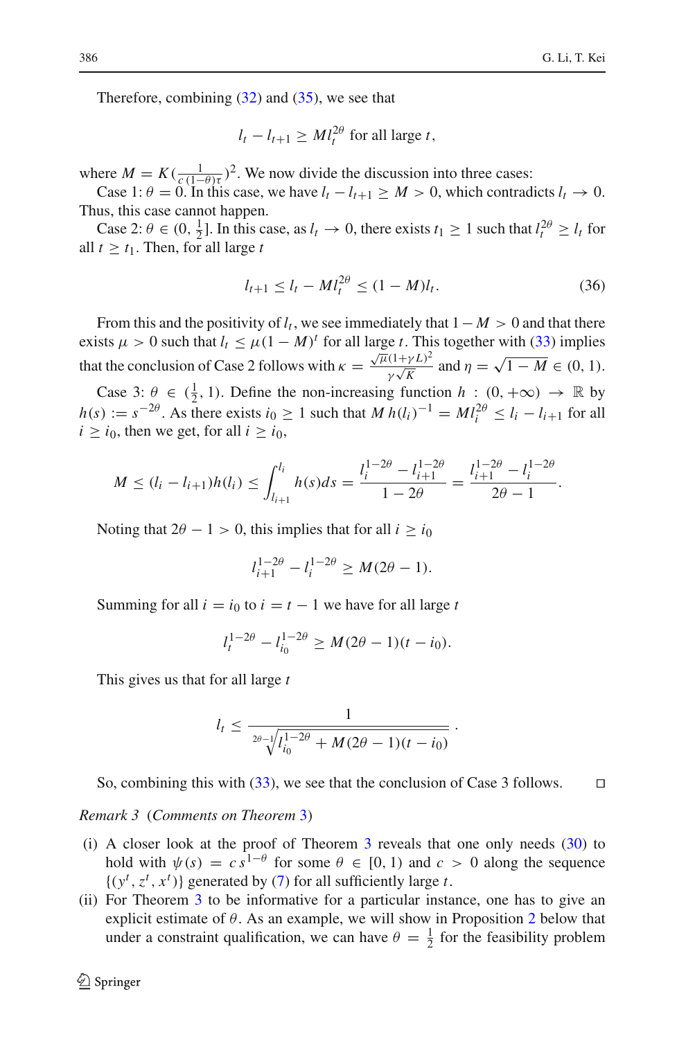Therefore, combining (32) and (35), we see that

$$l_t - l_{t+1} \geq M l_t^{2\theta} \text{ for all large } t,$$

where $M = K(\frac{1}{c(1-\theta)\tau})^2$. We now divide the discussion into three cases:

Case 1: $\theta = 0$. In this case, we have $l_t - l_{t+1} \geq M > 0$, which contradicts $l_t \to 0$. Thus, this case cannot happen.

Case 2: $\theta \in (0, \frac{1}{2}]$. In this case, as $l_t \to 0$, there exists $t_1 \geq 1$ such that $l_t^{2\theta} \geq l_t$ for all $t \geq t_1$. Then, for all large $t$

$$l_{t+1} \leq l_t - M l_t^{2\theta} \leq (1 - M) l_t. \tag{36}$$

From this and the positivity of $l_t$, we see immediately that $1 - M > 0$ and that there exists $\mu > 0$ such that $l_t \leq \mu(1 - M)^t$ for all large $t$. This together with (33) implies that the conclusion of Case 2 follows with $\kappa = \frac{\sqrt{\mu}(1+\gamma L)^2}{\gamma\sqrt{K}}$ and $\eta = \sqrt{1 - M} \in (0, 1)$.

Case 3: $\theta \in (\frac{1}{2}, 1)$. Define the non-increasing function $h : (0, +\infty) \to \mathbb{R}$ by $h(s) := s^{-2\theta}$. As there exists $i_0 \geq 1$ such that $M\, h(l_i)^{-1} = M l_i^{2\theta} \leq l_i - l_{i+1}$ for all $i \geq i_0$, then we get, for all $i \geq i_0$,

$$M \leq (l_i - l_{i+1}) h(l_i) \leq \int_{l_{i+1}}^{l_i} h(s) ds = \frac{l_i^{1-2\theta} - l_{i+1}^{1-2\theta}}{1 - 2\theta} = \frac{l_{i+1}^{1-2\theta} - l_i^{1-2\theta}}{2\theta - 1}.$$

Noting that $2\theta - 1 > 0$, this implies that for all $i \geq i_0$

$$l_{i+1}^{1-2\theta} - l_i^{1-2\theta} \geq M(2\theta - 1).$$

Summing for all $i = i_0$ to $i = t - 1$ we have for all large $t$

$$l_t^{1-2\theta} - l_{i_0}^{1-2\theta} \geq M(2\theta - 1)(t - i_0).$$

This gives us that for all large $t$

$$l_t \leq \frac{1}{\sqrt[2\theta-1]{l_{i_0}^{1-2\theta} + M(2\theta - 1)(t - i_0)}}.$$

So, combining this with (33), we see that the conclusion of Case 3 follows. $\square$

*Remark 3* (*Comments on Theorem 3*)

(i) A closer look at the proof of Theorem 3 reveals that one only needs (30) to hold with $\psi(s) = c\, s^{1-\theta}$ for some $\theta \in [0, 1)$ and $c > 0$ along the sequence $\{(y^t, z^t, x^t)\}$ generated by (7) for all sufficiently large $t$.

(ii) For Theorem 3 to be informative for a particular instance, one has to give an explicit estimate of $\theta$. As an example, we will show in Proposition 2 below that under a constraint qualification, we can have $\theta = \frac{1}{2}$ for the feasibility problem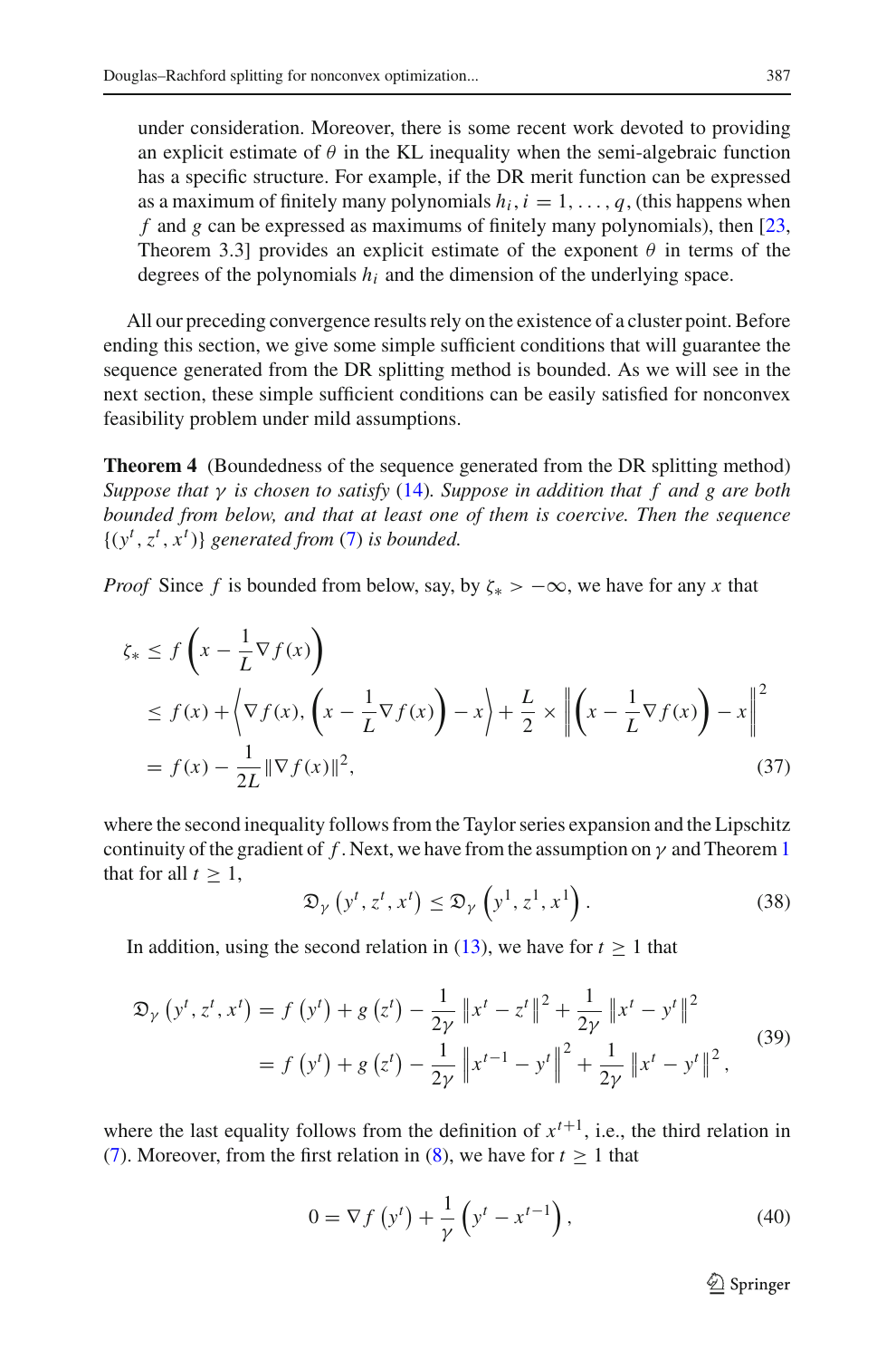under consideration. Moreover, there is some recent work devoted to providing an explicit estimate of $\theta$ in the KL inequality when the semi-algebraic function has a specific structure. For example, if the DR merit function can be expressed as a maximum of finitely many polynomials $h_i, i = 1, \ldots, q$, (this happens when $f$ and $g$ can be expressed as maximums of finitely many polynomials), then [23, Theorem 3.3] provides an explicit estimate of the exponent $\theta$ in terms of the degrees of the polynomials $h_i$ and the dimension of the underlying space.

All our preceding convergence results rely on the existence of a cluster point. Before ending this section, we give some simple sufficient conditions that will guarantee the sequence generated from the DR splitting method is bounded. As we will see in the next section, these simple sufficient conditions can be easily satisfied for nonconvex feasibility problem under mild assumptions.

**Theorem 4** (Boundedness of the sequence generated from the DR splitting method) *Suppose that $\gamma$ is chosen to satisfy (14). Suppose in addition that $f$ and $g$ are both bounded from below, and that at least one of them is coercive. Then the sequence $\{(y^t, z^t, x^t)\}$ generated from (7) is bounded.*

*Proof* Since $f$ is bounded from below, say, by $\zeta_* > -\infty$, we have for any $x$ that

$$
\begin{aligned}
\zeta_* &\leq f\left(x - \frac{1}{L}\nabla f(x)\right) \\
&\leq f(x) + \left\langle \nabla f(x), \left(x - \frac{1}{L}\nabla f(x)\right) - x \right\rangle + \frac{L}{2} \times \left\| \left(x - \frac{1}{L}\nabla f(x)\right) - x \right\|^2 \\
&= f(x) - \frac{1}{2L}\|\nabla f(x)\|^2, \qquad (37)
\end{aligned}
$$

where the second inequality follows from the Taylor series expansion and the Lipschitz continuity of the gradient of $f$. Next, we have from the assumption on $\gamma$ and Theorem 1 that for all $t \geq 1$,

$$
\mathfrak{D}_\gamma\left(y^t, z^t, x^t\right) \leq \mathfrak{D}_\gamma\left(y^1, z^1, x^1\right). \qquad (38)
$$

In addition, using the second relation in (13), we have for $t \geq 1$ that

$$
\begin{aligned}
\mathfrak{D}_\gamma\left(y^t, z^t, x^t\right) &= f\left(y^t\right) + g\left(z^t\right) - \frac{1}{2\gamma}\left\|x^t - z^t\right\|^2 + \frac{1}{2\gamma}\left\|x^t - y^t\right\|^2 \\
&= f\left(y^t\right) + g\left(z^t\right) - \frac{1}{2\gamma}\left\|x^{t-1} - y^t\right\|^2 + \frac{1}{2\gamma}\left\|x^t - y^t\right\|^2,
\end{aligned} \qquad (39)
$$

where the last equality follows from the definition of $x^{t+1}$, i.e., the third relation in (7). Moreover, from the first relation in (8), we have for $t \geq 1$ that

$$
0 = \nabla f\left(y^t\right) + \frac{1}{\gamma}\left(y^t - x^{t-1}\right), \qquad (40)
$$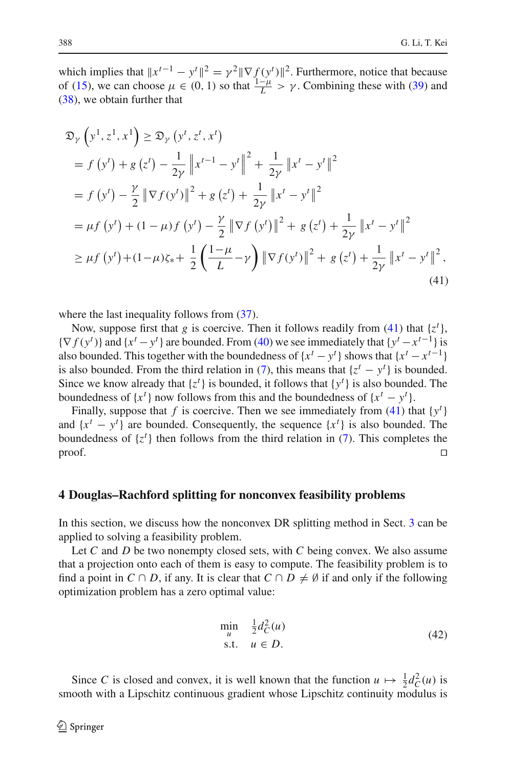which implies that $\|x^{t-1} - y^t\|^2 = \gamma^2\|\nabla f(y^t)\|^2$. Furthermore, notice that because of (15), we can choose $\mu \in (0, 1)$ so that $\frac{1-\mu}{L} > \gamma$. Combining these with (39) and (38), we obtain further that

$$
\begin{aligned}
\mathfrak{D}_\gamma\left(y^1, z^1, x^1\right) &\geq \mathfrak{D}_\gamma\left(y^t, z^t, x^t\right) \\
&= f\left(y^t\right) + g\left(z^t\right) - \frac{1}{2\gamma}\left\|x^{t-1} - y^t\right\|^2 + \frac{1}{2\gamma}\left\|x^t - y^t\right\|^2 \\
&= f\left(y^t\right) - \frac{\gamma}{2}\left\|\nabla f(y^t)\right\|^2 + g\left(z^t\right) + \frac{1}{2\gamma}\left\|x^t - y^t\right\|^2 \\
&= \mu f\left(y^t\right) + (1-\mu) f\left(y^t\right) - \frac{\gamma}{2}\left\|\nabla f\left(y^t\right)\right\|^2 + g\left(z^t\right) + \frac{1}{2\gamma}\left\|x^t - y^t\right\|^2 \\
&\geq \mu f\left(y^t\right) + (1-\mu)\zeta_* + \frac{1}{2}\left(\frac{1-\mu}{L} - \gamma\right)\left\|\nabla f(y^t)\right\|^2 + g\left(z^t\right) + \frac{1}{2\gamma}\left\|x^t - y^t\right\|^2,
\end{aligned}
\tag{41}
$$

where the last inequality follows from (37).

Now, suppose first that $g$ is coercive. Then it follows readily from (41) that $\{z^t\}$, $\{\nabla f(y^t)\}$ and $\{x^t - y^t\}$ are bounded. From (40) we see immediately that $\{y^t - x^{t-1}\}$ is also bounded. This together with the boundedness of $\{x^t - y^t\}$ shows that $\{x^t - x^{t-1}\}$ is also bounded. From the third relation in (7), this means that $\{z^t - y^t\}$ is bounded. Since we know already that $\{z^t\}$ is bounded, it follows that $\{y^t\}$ is also bounded. The boundedness of $\{x^t\}$ now follows from this and the boundedness of $\{x^t - y^t\}$.

Finally, suppose that $f$ is coercive. Then we see immediately from (41) that $\{y^t\}$ and $\{x^t - y^t\}$ are bounded. Consequently, the sequence $\{x^t\}$ is also bounded. The boundedness of $\{z^t\}$ then follows from the third relation in (7). This completes the proof. □

## 4 Douglas–Rachford splitting for nonconvex feasibility problems

In this section, we discuss how the nonconvex DR splitting method in Sect. 3 can be applied to solving a feasibility problem.

Let $C$ and $D$ be two nonempty closed sets, with $C$ being convex. We also assume that a projection onto each of them is easy to compute. The feasibility problem is to find a point in $C \cap D$, if any. It is clear that $C \cap D \neq \emptyset$ if and only if the following optimization problem has a zero optimal value:

$$
\begin{aligned}
\min_{u} \quad & \tfrac{1}{2} d_C^2(u) \\
\text{s.t.} \quad & u \in D.
\end{aligned}
\tag{42}
$$

Since $C$ is closed and convex, it is well known that the function $u \mapsto \frac{1}{2} d_C^2(u)$ is smooth with a Lipschitz continuous gradient whose Lipschitz continuity modulus is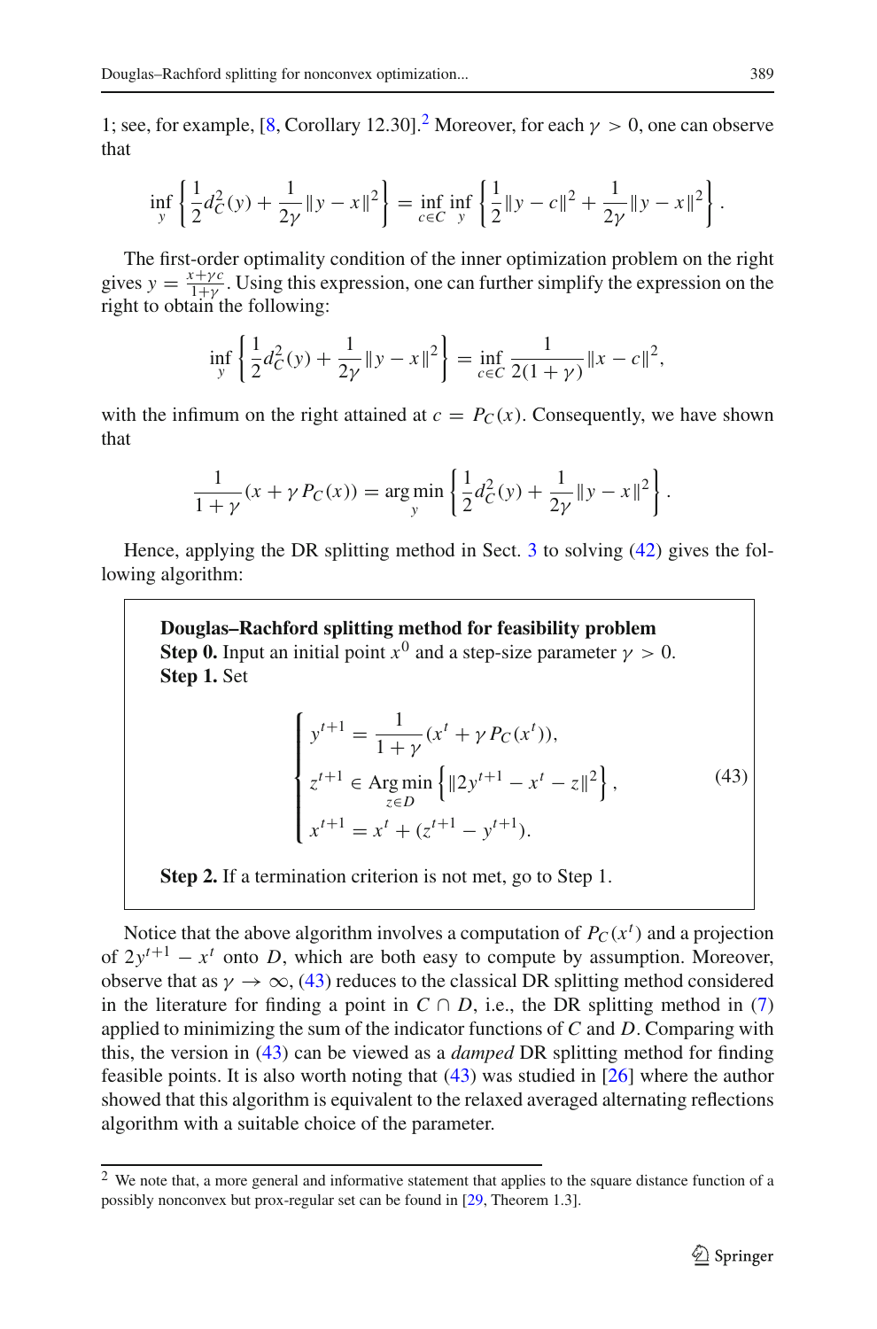1; see, for example, [8, Corollary 12.30].[2] Moreover, for each $\gamma > 0$, one can observe that

$$\inf_y \left\{ \frac{1}{2} d_C^2(y) + \frac{1}{2\gamma}\|y - x\|^2 \right\} = \inf_{c \in C} \inf_y \left\{ \frac{1}{2}\|y - c\|^2 + \frac{1}{2\gamma}\|y - x\|^2 \right\}.$$

The first-order optimality condition of the inner optimization problem on the right gives $y = \frac{x + \gamma c}{1 + \gamma}$. Using this expression, one can further simplify the expression on the right to obtain the following:

$$\inf_y \left\{ \frac{1}{2} d_C^2(y) + \frac{1}{2\gamma}\|y - x\|^2 \right\} = \inf_{c \in C} \frac{1}{2(1+\gamma)}\|x - c\|^2,$$

with the infimum on the right attained at $c = P_C(x)$. Consequently, we have shown that

$$\frac{1}{1+\gamma}(x + \gamma P_C(x)) = \arg\min_y \left\{ \frac{1}{2} d_C^2(y) + \frac{1}{2\gamma}\|y - x\|^2 \right\}.$$

Hence, applying the DR splitting method in Sect. 3 to solving (42) gives the following algorithm:

> **Douglas–Rachford splitting method for feasibility problem**
> **Step 0.** Input an initial point $x^0$ and a step-size parameter $\gamma > 0$.
> **Step 1.** Set
>
> $$\begin{cases} y^{t+1} = \dfrac{1}{1+\gamma}(x^t + \gamma P_C(x^t)), \\ z^{t+1} \in \displaystyle\operatorname*{Arg\,min}_{z \in D} \left\{ \|2y^{t+1} - x^t - z\|^2 \right\}, \\ x^{t+1} = x^t + (z^{t+1} - y^{t+1}). \end{cases} \tag{43}$$
>
> **Step 2.** If a termination criterion is not met, go to Step 1.

Notice that the above algorithm involves a computation of $P_C(x^t)$ and a projection of $2y^{t+1} - x^t$ onto $D$, which are both easy to compute by assumption. Moreover, observe that as $\gamma \to \infty$, (43) reduces to the classical DR splitting method considered in the literature for finding a point in $C \cap D$, i.e., the DR splitting method in (7) applied to minimizing the sum of the indicator functions of $C$ and $D$. Comparing with this, the version in (43) can be viewed as a *damped* DR splitting method for finding feasible points. It is also worth noting that (43) was studied in [26] where the author showed that this algorithm is equivalent to the relaxed averaged alternating reflections algorithm with a suitable choice of the parameter.

---

[2] We note that, a more general and informative statement that applies to the square distance function of a possibly nonconvex but prox-regular set can be found in [29, Theorem 1.3].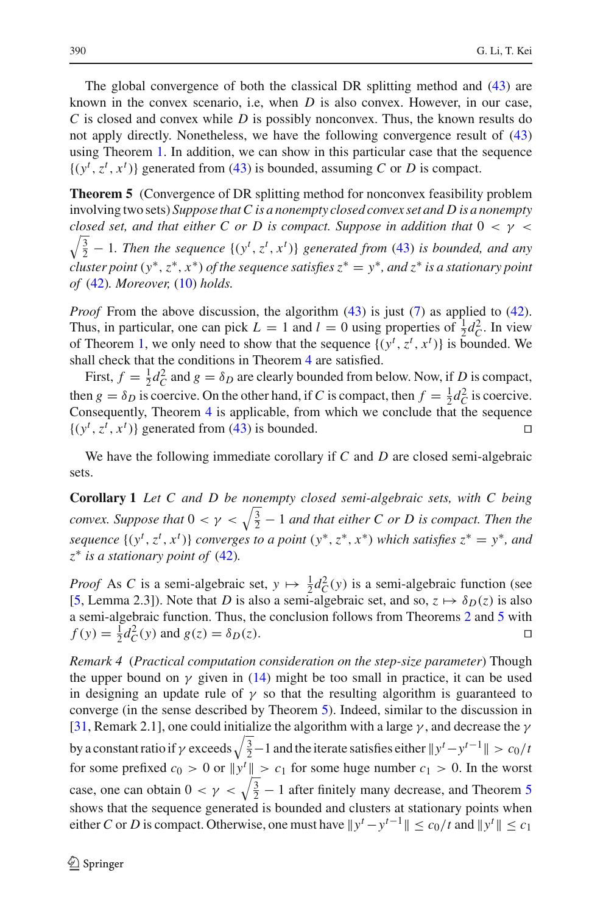The global convergence of both the classical DR splitting method and (43) are known in the convex scenario, i.e, when $D$ is also convex. However, in our case, $C$ is closed and convex while $D$ is possibly nonconvex. Thus, the known results do not apply directly. Nonetheless, we have the following convergence result of (43) using Theorem 1. In addition, we can show in this particular case that the sequence $\{(y^t, z^t, x^t)\}$ generated from (43) is bounded, assuming $C$ or $D$ is compact.

**Theorem 5** (Convergence of DR splitting method for nonconvex feasibility problem involving two sets) *Suppose that $C$ is a nonempty closed convex set and $D$ is a nonempty closed set, and that either $C$ or $D$ is compact. Suppose in addition that $0 < \gamma < \sqrt{\frac{3}{2}} - 1$. Then the sequence $\{(y^t, z^t, x^t)\}$ generated from (43) is bounded, and any cluster point $(y^*, z^*, x^*)$ of the sequence satisfies $z^* = y^*$, and $z^*$ is a stationary point of (42). Moreover, (10) holds.*

*Proof* From the above discussion, the algorithm (43) is just (7) as applied to (42). Thus, in particular, one can pick $L = 1$ and $l = 0$ using properties of $\frac{1}{2}d_C^2$. In view of Theorem 1, we only need to show that the sequence $\{(y^t, z^t, x^t)\}$ is bounded. We shall check that the conditions in Theorem 4 are satisfied.

First, $f = \frac{1}{2}d_C^2$ and $g = \delta_D$ are clearly bounded from below. Now, if $D$ is compact, then $g = \delta_D$ is coercive. On the other hand, if $C$ is compact, then $f = \frac{1}{2}d_C^2$ is coercive. Consequently, Theorem 4 is applicable, from which we conclude that the sequence $\{(y^t, z^t, x^t)\}$ generated from (43) is bounded. □

We have the following immediate corollary if $C$ and $D$ are closed semi-algebraic sets.

**Corollary 1** *Let $C$ and $D$ be nonempty closed semi-algebraic sets, with $C$ being convex. Suppose that $0 < \gamma < \sqrt{\frac{3}{2}} - 1$ and that either $C$ or $D$ is compact. Then the sequence $\{(y^t, z^t, x^t)\}$ converges to a point $(y^*, z^*, x^*)$ which satisfies $z^* = y^*$, and $z^*$ is a stationary point of (42).*

*Proof* As $C$ is a semi-algebraic set, $y \mapsto \frac{1}{2}d_C^2(y)$ is a semi-algebraic function (see [5, Lemma 2.3]). Note that $D$ is also a semi-algebraic set, and so, $z \mapsto \delta_D(z)$ is also a semi-algebraic function. Thus, the conclusion follows from Theorems 2 and 5 with $f(y) = \frac{1}{2}d_C^2(y)$ and $g(z) = \delta_D(z)$. □

*Remark 4* (*Practical computation consideration on the step-size parameter*) Though the upper bound on $\gamma$ given in (14) might be too small in practice, it can be used in designing an update rule of $\gamma$ so that the resulting algorithm is guaranteed to converge (in the sense described by Theorem 5). Indeed, similar to the discussion in [31, Remark 2.1], one could initialize the algorithm with a large $\gamma$, and decrease the $\gamma$ by a constant ratio if $\gamma$ exceeds $\sqrt{\frac{3}{2}} - 1$ and the iterate satisfies either $\|y^t - y^{t-1}\| > c_0/t$ for some prefixed $c_0 > 0$ or $\|y^t\| > c_1$ for some huge number $c_1 > 0$. In the worst case, one can obtain $0 < \gamma < \sqrt{\frac{3}{2}} - 1$ after finitely many decrease, and Theorem 5 shows that the sequence generated is bounded and clusters at stationary points when either $C$ or $D$ is compact. Otherwise, one must have $\|y^t - y^{t-1}\| \le c_0/t$ and $\|y^t\| \le c_1$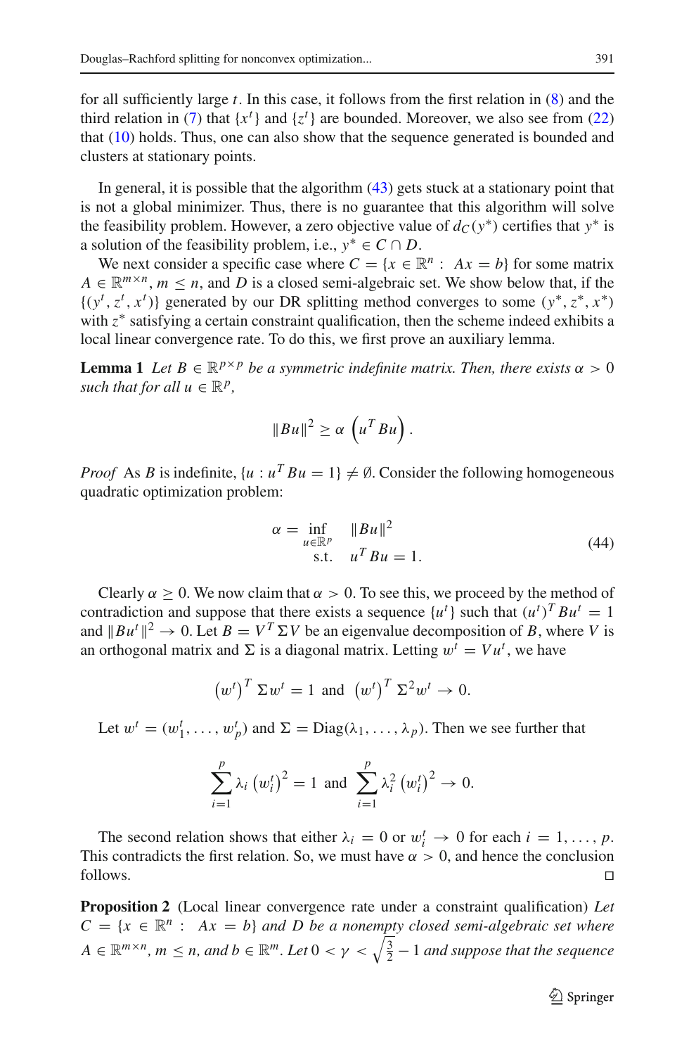for all sufficiently large $t$. In this case, it follows from the first relation in (8) and the third relation in (7) that $\{x^t\}$ and $\{z^t\}$ are bounded. Moreover, we also see from (22) that (10) holds. Thus, one can also show that the sequence generated is bounded and clusters at stationary points.

In general, it is possible that the algorithm (43) gets stuck at a stationary point that is not a global minimizer. Thus, there is no guarantee that this algorithm will solve the feasibility problem. However, a zero objective value of $d_C(y^*)$ certifies that $y^*$ is a solution of the feasibility problem, i.e., $y^* \in C \cap D$.

We next consider a specific case where $C = \{x \in \mathbb{R}^n : \ Ax = b\}$ for some matrix $A \in \mathbb{R}^{m \times n}$, $m \leq n$, and $D$ is a closed semi-algebraic set. We show below that, if the $\{(y^t, z^t, x^t)\}$ generated by our DR splitting method converges to some $(y^*, z^*, x^*)$ with $z^*$ satisfying a certain constraint qualification, then the scheme indeed exhibits a local linear convergence rate. To do this, we first prove an auxiliary lemma.

**Lemma 1** *Let $B \in \mathbb{R}^{p \times p}$ be a symmetric indefinite matrix. Then, there exists $\alpha > 0$ such that for all $u \in \mathbb{R}^p$,*

$$
\|Bu\|^2 \geq \alpha \left(u^T Bu\right).
$$

*Proof* As $B$ is indefinite, $\{u : u^T Bu = 1\} \neq \emptyset$. Consider the following homogeneous quadratic optimization problem:

$$
\begin{aligned}
\alpha = \inf_{u \in \mathbb{R}^p} \quad & \|Bu\|^2 \\
\text{s.t.} \quad & u^T Bu = 1.
\end{aligned} \tag{44}
$$

Clearly $\alpha \geq 0$. We now claim that $\alpha > 0$. To see this, we proceed by the method of contradiction and suppose that there exists a sequence $\{u^t\}$ such that $(u^t)^T Bu^t = 1$ and $\|Bu^t\|^2 \to 0$. Let $B = V^T \Sigma V$ be an eigenvalue decomposition of $B$, where $V$ is an orthogonal matrix and $\Sigma$ is a diagonal matrix. Letting $w^t = Vu^t$, we have

$$
\left(w^t\right)^T \Sigma w^t = 1 \ \text{and} \ \left(w^t\right)^T \Sigma^2 w^t \to 0.
$$

Let $w^t = (w_1^t, \ldots, w_p^t)$ and $\Sigma = \mathrm{Diag}(\lambda_1, \ldots, \lambda_p)$. Then we see further that

$$
\sum_{i=1}^p \lambda_i \left(w_i^t\right)^2 = 1 \ \text{and} \ \sum_{i=1}^p \lambda_i^2 \left(w_i^t\right)^2 \to 0.
$$

The second relation shows that either $\lambda_i = 0$ or $w_i^t \to 0$ for each $i = 1, \ldots, p$. This contradicts the first relation. So, we must have $\alpha > 0$, and hence the conclusion follows. $\square$

**Proposition 2** (Local linear convergence rate under a constraint qualification) *Let $C = \{x \in \mathbb{R}^n : \ Ax = b\}$ and $D$ be a nonempty closed semi-algebraic set where $A \in \mathbb{R}^{m \times n}$, $m \leq n$, and $b \in \mathbb{R}^m$. Let $0 < \gamma < \sqrt{\frac{3}{2}} - 1$ and suppose that the sequence*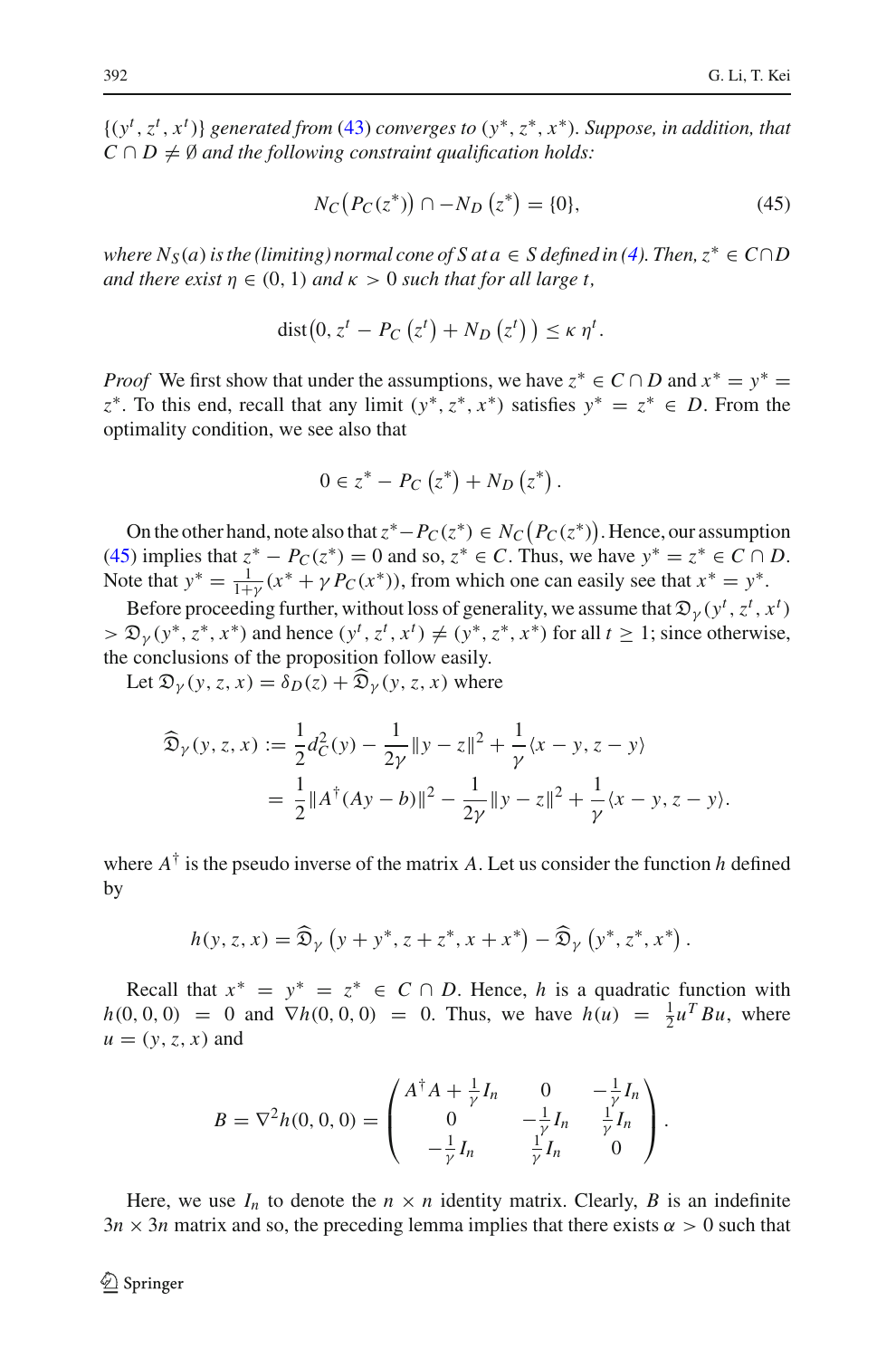$\{(y^t, z^t, x^t)\}$ *generated from* (43) *converges to* $(y^*, z^*, x^*)$. *Suppose, in addition, that* $C \cap D \neq \emptyset$ *and the following constraint qualification holds:*

$$N_C\big(P_C(z^*)\big) \cap -N_D\left(z^*\right) = \{0\}, \tag{45}$$

*where* $N_S(a)$ *is the (limiting) normal cone of* $S$ *at* $a \in S$ *defined in (4). Then,* $z^* \in C \cap D$ *and there exist* $\eta \in (0, 1)$ *and* $\kappa > 0$ *such that for all large* $t$,

$$\text{dist}\big(0, z^t - P_C\left(z^t\right) + N_D\left(z^t\right)\big) \leq \kappa\, \eta^t.$$

*Proof* We first show that under the assumptions, we have $z^* \in C \cap D$ and $x^* = y^* = z^*$. To this end, recall that any limit $(y^*, z^*, x^*)$ satisfies $y^* = z^* \in D$. From the optimality condition, we see also that

$$0 \in z^* - P_C\left(z^*\right) + N_D\left(z^*\right).$$

On the other hand, note also that $z^* - P_C(z^*) \in N_C\big(P_C(z^*)\big)$. Hence, our assumption (45) implies that $z^* - P_C(z^*) = 0$ and so, $z^* \in C$. Thus, we have $y^* = z^* \in C \cap D$. Note that $y^* = \frac{1}{1+\gamma}(x^* + \gamma P_C(x^*))$, from which one can easily see that $x^* = y^*$.

Before proceeding further, without loss of generality, we assume that $\mathfrak{D}_\gamma(y^t, z^t, x^t) > \mathfrak{D}_\gamma(y^*, z^*, x^*)$ and hence $(y^t, z^t, x^t) \neq (y^*, z^*, x^*)$ for all $t \geq 1$; since otherwise, the conclusions of the proposition follow easily.

Let $\mathfrak{D}_\gamma(y, z, x) = \delta_D(z) + \widehat{\mathfrak{D}}_\gamma(y, z, x)$ where

$$\begin{aligned}
\widehat{\mathfrak{D}}_\gamma(y, z, x) &:= \frac{1}{2} d_C^2(y) - \frac{1}{2\gamma}\|y - z\|^2 + \frac{1}{\gamma}\langle x - y, z - y\rangle \\
&= \frac{1}{2}\|A^\dagger(Ay - b)\|^2 - \frac{1}{2\gamma}\|y - z\|^2 + \frac{1}{\gamma}\langle x - y, z - y\rangle.
\end{aligned}$$

where $A^\dagger$ is the pseudo inverse of the matrix $A$. Let us consider the function $h$ defined by

$$h(y, z, x) = \widehat{\mathfrak{D}}_\gamma\left(y + y^*, z + z^*, x + x^*\right) - \widehat{\mathfrak{D}}_\gamma\left(y^*, z^*, x^*\right).$$

Recall that $x^* = y^* = z^* \in C \cap D$. Hence, $h$ is a quadratic function with $h(0, 0, 0) = 0$ and $\nabla h(0, 0, 0) = 0$. Thus, we have $h(u) = \frac{1}{2}u^T B u$, where $u = (y, z, x)$ and

$$B = \nabla^2 h(0, 0, 0) = \begin{pmatrix} A^\dagger A + \frac{1}{\gamma} I_n & 0 & -\frac{1}{\gamma} I_n \\ 0 & -\frac{1}{\gamma} I_n & \frac{1}{\gamma} I_n \\ -\frac{1}{\gamma} I_n & \frac{1}{\gamma} I_n & 0 \end{pmatrix}.$$

Here, we use $I_n$ to denote the $n \times n$ identity matrix. Clearly, $B$ is an indefinite $3n \times 3n$ matrix and so, the preceding lemma implies that there exists $\alpha > 0$ such that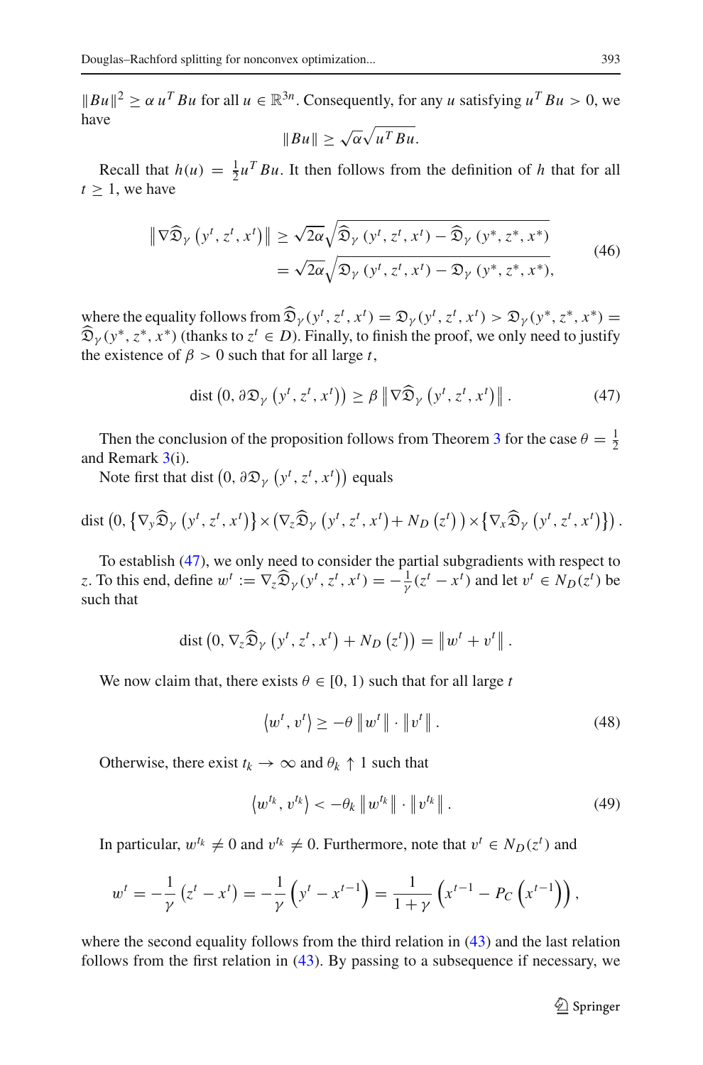$\|Bu\|^2 \geq \alpha\, u^T Bu$ for all $u \in \mathbb{R}^{3n}$. Consequently, for any $u$ satisfying $u^T Bu > 0$, we have

$$\|Bu\| \geq \sqrt{\alpha}\sqrt{u^T Bu}.$$

Recall that $h(u) = \frac{1}{2}u^T Bu$. It then follows from the definition of $h$ that for all $t \geq 1$, we have

$$\begin{aligned}\left\|\nabla\widehat{\mathfrak{D}}_\gamma\left(y^t, z^t, x^t\right)\right\| &\geq \sqrt{2\alpha}\sqrt{\widehat{\mathfrak{D}}_\gamma\left(y^t, z^t, x^t\right) - \widehat{\mathfrak{D}}_\gamma\left(y^*, z^*, x^*\right)} \\ &= \sqrt{2\alpha}\sqrt{\mathfrak{D}_\gamma\left(y^t, z^t, x^t\right) - \mathfrak{D}_\gamma\left(y^*, z^*, x^*\right)},\end{aligned} \tag{46}$$

where the equality follows from $\widehat{\mathfrak{D}}_\gamma(y^t, z^t, x^t) = \mathfrak{D}_\gamma(y^t, z^t, x^t) > \mathfrak{D}_\gamma(y^*, z^*, x^*) = \widehat{\mathfrak{D}}_\gamma(y^*, z^*, x^*)$ (thanks to $z^t \in D$). Finally, to finish the proof, we only need to justify the existence of $\beta > 0$ such that for all large $t$,

$$\operatorname{dist}\left(0, \partial\mathfrak{D}_\gamma\left(y^t, z^t, x^t\right)\right) \geq \beta\left\|\nabla\widehat{\mathfrak{D}}_\gamma\left(y^t, z^t, x^t\right)\right\|. \tag{47}$$

Then the conclusion of the proposition follows from Theorem 3 for the case $\theta = \frac{1}{2}$ and Remark 3(i).

Note first that $\operatorname{dist}\left(0, \partial\mathfrak{D}_\gamma\left(y^t, z^t, x^t\right)\right)$ equals

$$\operatorname{dist}\left(0, \left\{\nabla_y\widehat{\mathfrak{D}}_\gamma\left(y^t, z^t, x^t\right)\right\} \times \left(\nabla_z\widehat{\mathfrak{D}}_\gamma\left(y^t, z^t, x^t\right) + N_D\left(z^t\right)\right) \times \left\{\nabla_x\widehat{\mathfrak{D}}_\gamma\left(y^t, z^t, x^t\right)\right\}\right).$$

To establish (47), we only need to consider the partial subgradients with respect to $z$. To this end, define $w^t := \nabla_z\widehat{\mathfrak{D}}_\gamma(y^t, z^t, x^t) = -\frac{1}{\gamma}(z^t - x^t)$ and let $v^t \in N_D(z^t)$ be such that

$$\operatorname{dist}\left(0, \nabla_z\widehat{\mathfrak{D}}_\gamma\left(y^t, z^t, x^t\right) + N_D\left(z^t\right)\right) = \left\|w^t + v^t\right\|.$$

We now claim that, there exists $\theta \in [0, 1)$ such that for all large $t$

$$\left\langle w^t, v^t\right\rangle \geq -\theta\left\|w^t\right\| \cdot \left\|v^t\right\|. \tag{48}$$

Otherwise, there exist $t_k \to \infty$ and $\theta_k \uparrow 1$ such that

$$\left\langle w^{t_k}, v^{t_k}\right\rangle < -\theta_k\left\|w^{t_k}\right\| \cdot \left\|v^{t_k}\right\|. \tag{49}$$

In particular, $w^{t_k} \neq 0$ and $v^{t_k} \neq 0$. Furthermore, note that $v^t \in N_D(z^t)$ and

$$w^t = -\frac{1}{\gamma}\left(z^t - x^t\right) = -\frac{1}{\gamma}\left(y^t - x^{t-1}\right) = \frac{1}{1+\gamma}\left(x^{t-1} - P_C\left(x^{t-1}\right)\right),$$

where the second equality follows from the third relation in (43) and the last relation follows from the first relation in (43). By passing to a subsequence if necessary, we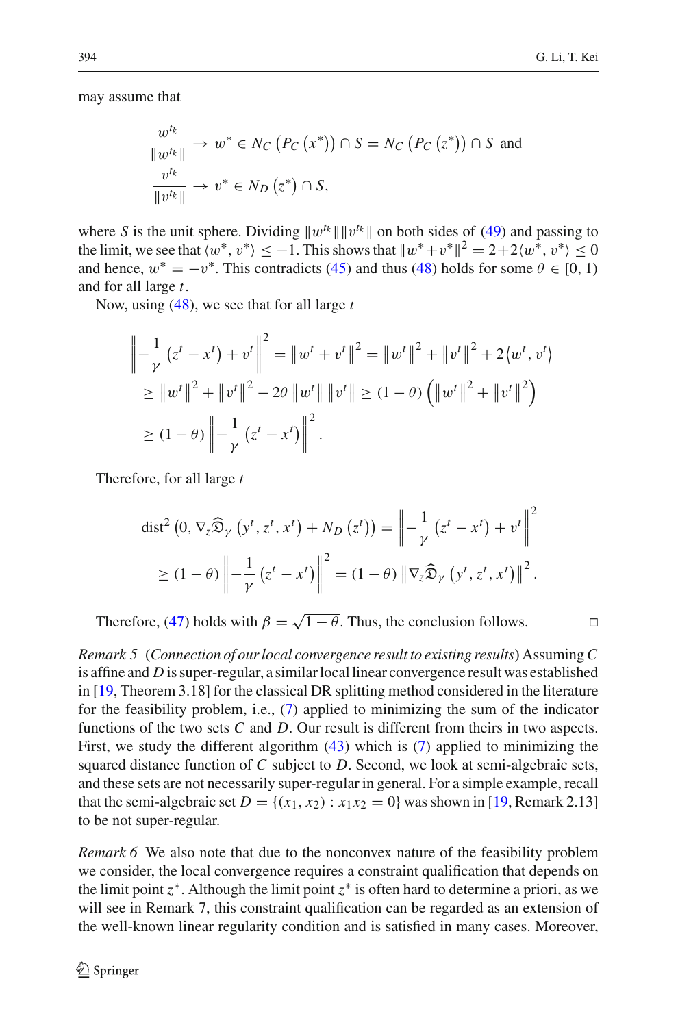may assume that

$$\frac{w^{t_k}}{\|w^{t_k}\|} \to w^* \in N_C\left(P_C\left(x^*\right)\right) \cap S = N_C\left(P_C\left(z^*\right)\right) \cap S \text{ and}$$
$$\frac{v^{t_k}}{\|v^{t_k}\|} \to v^* \in N_D\left(z^*\right) \cap S,$$

where $S$ is the unit sphere. Dividing $\|w^{t_k}\|\|v^{t_k}\|$ on both sides of (49) and passing to the limit, we see that $\langle w^*, v^*\rangle \leq -1$. This shows that $\|w^*+v^*\|^2 = 2+2\langle w^*, v^*\rangle \leq 0$ and hence, $w^* = -v^*$. This contradicts (45) and thus (48) holds for some $\theta \in [0, 1)$ and for all large $t$.

Now, using (48), we see that for all large $t$

$$\begin{aligned}
\left\|-\frac{1}{\gamma}\left(z^t - x^t\right) + v^t\right\|^2 &= \left\|w^t + v^t\right\|^2 = \left\|w^t\right\|^2 + \left\|v^t\right\|^2 + 2\langle w^t, v^t\rangle \\
&\geq \left\|w^t\right\|^2 + \left\|v^t\right\|^2 - 2\theta\left\|w^t\right\|\left\|v^t\right\| \geq (1-\theta)\left(\left\|w^t\right\|^2 + \left\|v^t\right\|^2\right) \\
&\geq (1-\theta)\left\|-\frac{1}{\gamma}\left(z^t - x^t\right)\right\|^2.
\end{aligned}$$

Therefore, for all large $t$

$$\begin{aligned}
\operatorname{dist}^2\left(0, \nabla_z\widehat{\mathfrak{D}}_\gamma\left(y^t, z^t, x^t\right) + N_D\left(z^t\right)\right) &= \left\|-\frac{1}{\gamma}\left(z^t - x^t\right) + v^t\right\|^2 \\
&\geq (1-\theta)\left\|-\frac{1}{\gamma}\left(z^t - x^t\right)\right\|^2 = (1-\theta)\left\|\nabla_z\widehat{\mathfrak{D}}_\gamma\left(y^t, z^t, x^t\right)\right\|^2.
\end{aligned}$$

Therefore, (47) holds with $\beta = \sqrt{1-\theta}$. Thus, the conclusion follows. □

*Remark 5* (*Connection of our local convergence result to existing results*) Assuming $C$ is affine and $D$ is super-regular, a similar local linear convergence result was established in [19, Theorem 3.18] for the classical DR splitting method considered in the literature for the feasibility problem, i.e., (7) applied to minimizing the sum of the indicator functions of the two sets $C$ and $D$. Our result is different from theirs in two aspects. First, we study the different algorithm (43) which is (7) applied to minimizing the squared distance function of $C$ subject to $D$. Second, we look at semi-algebraic sets, and these sets are not necessarily super-regular in general. For a simple example, recall that the semi-algebraic set $D = \{(x_1, x_2) : x_1 x_2 = 0\}$ was shown in [19, Remark 2.13] to be not super-regular.

*Remark 6* We also note that due to the nonconvex nature of the feasibility problem we consider, the local convergence requires a constraint qualification that depends on the limit point $z^*$. Although the limit point $z^*$ is often hard to determine a priori, as we will see in Remark 7, this constraint qualification can be regarded as an extension of the well-known linear regularity condition and is satisfied in many cases. Moreover,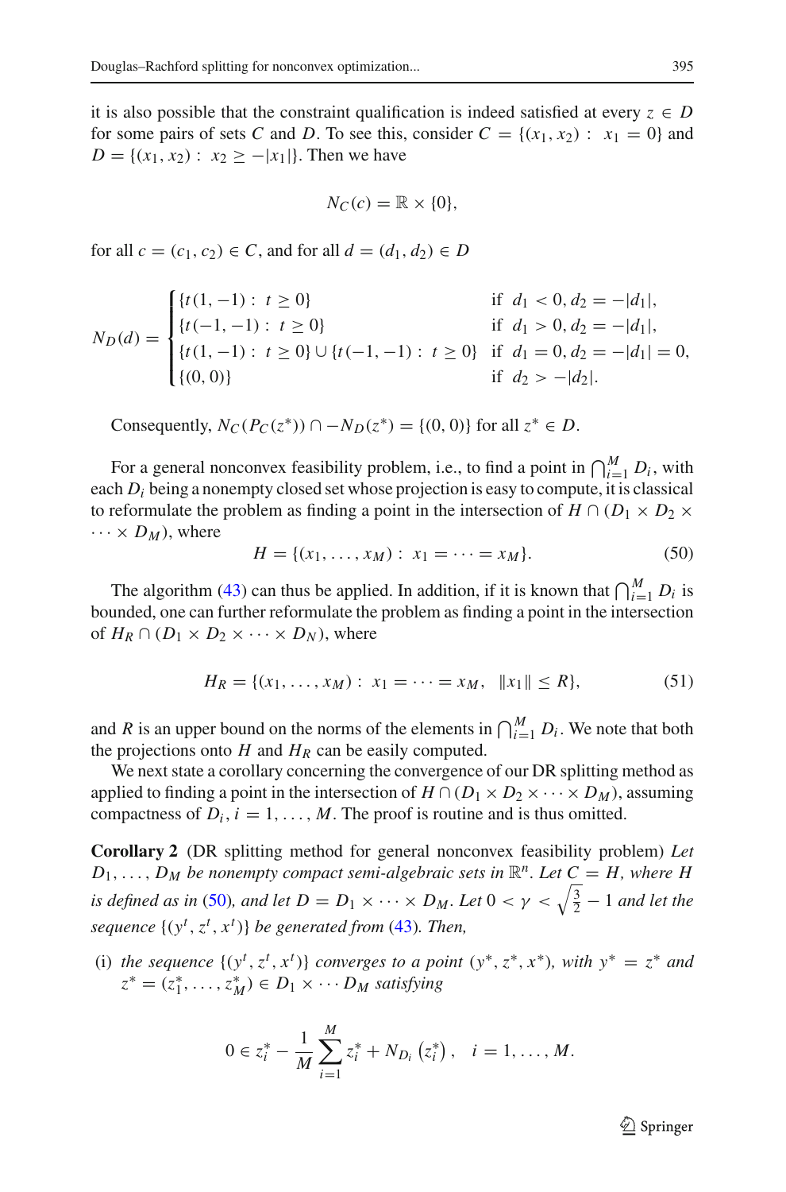it is also possible that the constraint qualification is indeed satisfied at every $z \in D$ for some pairs of sets $C$ and $D$. To see this, consider $C = \{(x_1, x_2) : \ x_1 = 0\}$ and $D = \{(x_1, x_2) : \ x_2 \geq -|x_1|\}$. Then we have

$$N_C(c) = \mathbb{R} \times \{0\},$$

for all $c = (c_1, c_2) \in C$, and for all $d = (d_1, d_2) \in D$

$$N_D(d) = \begin{cases} \{t(1, -1) : \ t \geq 0\} & \text{if } \ d_1 < 0, d_2 = -|d_1|, \\ \{t(-1, -1) : \ t \geq 0\} & \text{if } \ d_1 > 0, d_2 = -|d_1|, \\ \{t(1, -1) : \ t \geq 0\} \cup \{t(-1, -1) : \ t \geq 0\} & \text{if } \ d_1 = 0, d_2 = -|d_1| = 0, \\ \{(0, 0)\} & \text{if } \ d_2 > -|d_2|. \end{cases}$$

Consequently, $N_C(P_C(z^*)) \cap -N_D(z^*) = \{(0, 0)\}$ for all $z^* \in D$.

For a general nonconvex feasibility problem, i.e., to find a point in $\bigcap_{i=1}^{M} D_i$, with each $D_i$ being a nonempty closed set whose projection is easy to compute, it is classical to reformulate the problem as finding a point in the intersection of $H \cap (D_1 \times D_2 \times \cdots \times D_M)$, where

$$H = \{(x_1, \ldots, x_M) : \ x_1 = \cdots = x_M\}. \tag{50}$$

The algorithm (43) can thus be applied. In addition, if it is known that $\bigcap_{i=1}^{M} D_i$ is bounded, one can further reformulate the problem as finding a point in the intersection of $H_R \cap (D_1 \times D_2 \times \cdots \times D_N)$, where

$$H_R = \{(x_1, \ldots, x_M) : \ x_1 = \cdots = x_M, \ \ \|x_1\| \leq R\}, \tag{51}$$

and $R$ is an upper bound on the norms of the elements in $\bigcap_{i=1}^{M} D_i$. We note that both the projections onto $H$ and $H_R$ can be easily computed.

We next state a corollary concerning the convergence of our DR splitting method as applied to finding a point in the intersection of $H \cap (D_1 \times D_2 \times \cdots \times D_M)$, assuming compactness of $D_i$, $i = 1, \ldots, M$. The proof is routine and is thus omitted.

**Corollary 2** (DR splitting method for general nonconvex feasibility problem) *Let $D_1, \ldots, D_M$ be nonempty compact semi-algebraic sets in $\mathbb{R}^n$. Let $C = H$, where $H$ is defined as in (50), and let $D = D_1 \times \cdots \times D_M$. Let $0 < \gamma < \sqrt{\frac{3}{2}} - 1$ and let the sequence $\{(y^t, z^t, x^t)\}$ be generated from (43). Then,*

(i) *the sequence $\{(y^t, z^t, x^t)\}$ converges to a point $(y^*, z^*, x^*)$, with $y^* = z^*$ and $z^* = (z_1^*, \ldots, z_M^*) \in D_1 \times \cdots D_M$ satisfying*

$$0 \in z_i^* - \frac{1}{M} \sum_{i=1}^{M} z_i^* + N_{D_i}\left(z_i^*\right), \quad i = 1, \ldots, M.$$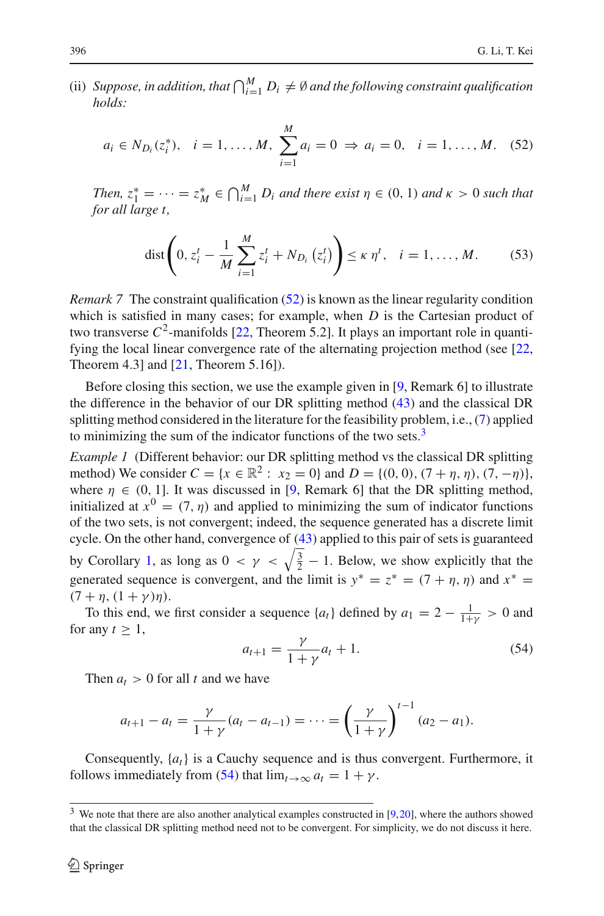(ii) *Suppose, in addition, that* $\bigcap_{i=1}^{M} D_i \neq \emptyset$ *and the following constraint qualification holds:*

$$a_i \in N_{D_i}(z_i^*), \quad i = 1, \ldots, M, \; \sum_{i=1}^{M} a_i = 0 \; \Rightarrow \; a_i = 0, \quad i = 1, \ldots, M. \tag{52}$$

*Then,* $z_1^* = \cdots = z_M^* \in \bigcap_{i=1}^{M} D_i$ *and there exist* $\eta \in (0, 1)$ *and* $\kappa > 0$ *such that for all large* $t$*,*

$$\operatorname{dist}\left(0, z_i^t - \frac{1}{M}\sum_{i=1}^{M} z_i^t + N_{D_i}\left(z_i^t\right)\right) \leq \kappa\, \eta^t, \quad i = 1, \ldots, M. \tag{53}$$

*Remark 7* The constraint qualification (52) is known as the linear regularity condition which is satisfied in many cases; for example, when $D$ is the Cartesian product of two transverse $C^2$-manifolds [22, Theorem 5.2]. It plays an important role in quantifying the local linear convergence rate of the alternating projection method (see [22, Theorem 4.3] and [21, Theorem 5.16]).

Before closing this section, we use the example given in [9, Remark 6] to illustrate the difference in the behavior of our DR splitting method (43) and the classical DR splitting method considered in the literature for the feasibility problem, i.e., (7) applied to minimizing the sum of the indicator functions of the two sets.[3]

*Example 1* (Different behavior: our DR splitting method vs the classical DR splitting method) We consider $C = \{x \in \mathbb{R}^2 : \; x_2 = 0\}$ and $D = \{(0, 0), (7 + \eta, \eta), (7, -\eta)\}$, where $\eta \in (0, 1]$. It was discussed in [9, Remark 6] that the DR splitting method, initialized at $x^0 = (7, \eta)$ and applied to minimizing the sum of indicator functions of the two sets, is not convergent; indeed, the sequence generated has a discrete limit cycle. On the other hand, convergence of (43) applied to this pair of sets is guaranteed by Corollary 1, as long as $0 < \gamma < \sqrt{\frac{3}{2}} - 1$. Below, we show explicitly that the generated sequence is convergent, and the limit is $y^* = z^* = (7 + \eta, \eta)$ and $x^* = (7 + \eta, (1 + \gamma)\eta)$.

To this end, we first consider a sequence $\{a_t\}$ defined by $a_1 = 2 - \frac{1}{1+\gamma} > 0$ and for any $t \geq 1$,

$$a_{t+1} = \frac{\gamma}{1+\gamma} a_t + 1. \tag{54}$$

Then $a_t > 0$ for all $t$ and we have

$$a_{t+1} - a_t = \frac{\gamma}{1+\gamma}(a_t - a_{t-1}) = \cdots = \left(\frac{\gamma}{1+\gamma}\right)^{t-1} (a_2 - a_1).$$

Consequently, $\{a_t\}$ is a Cauchy sequence and is thus convergent. Furthermore, it follows immediately from (54) that $\lim_{t\to\infty} a_t = 1 + \gamma$.

---

[3] We note that there are also another analytical examples constructed in [9,20], where the authors showed that the classical DR splitting method need not to be convergent. For simplicity, we do not discuss it here.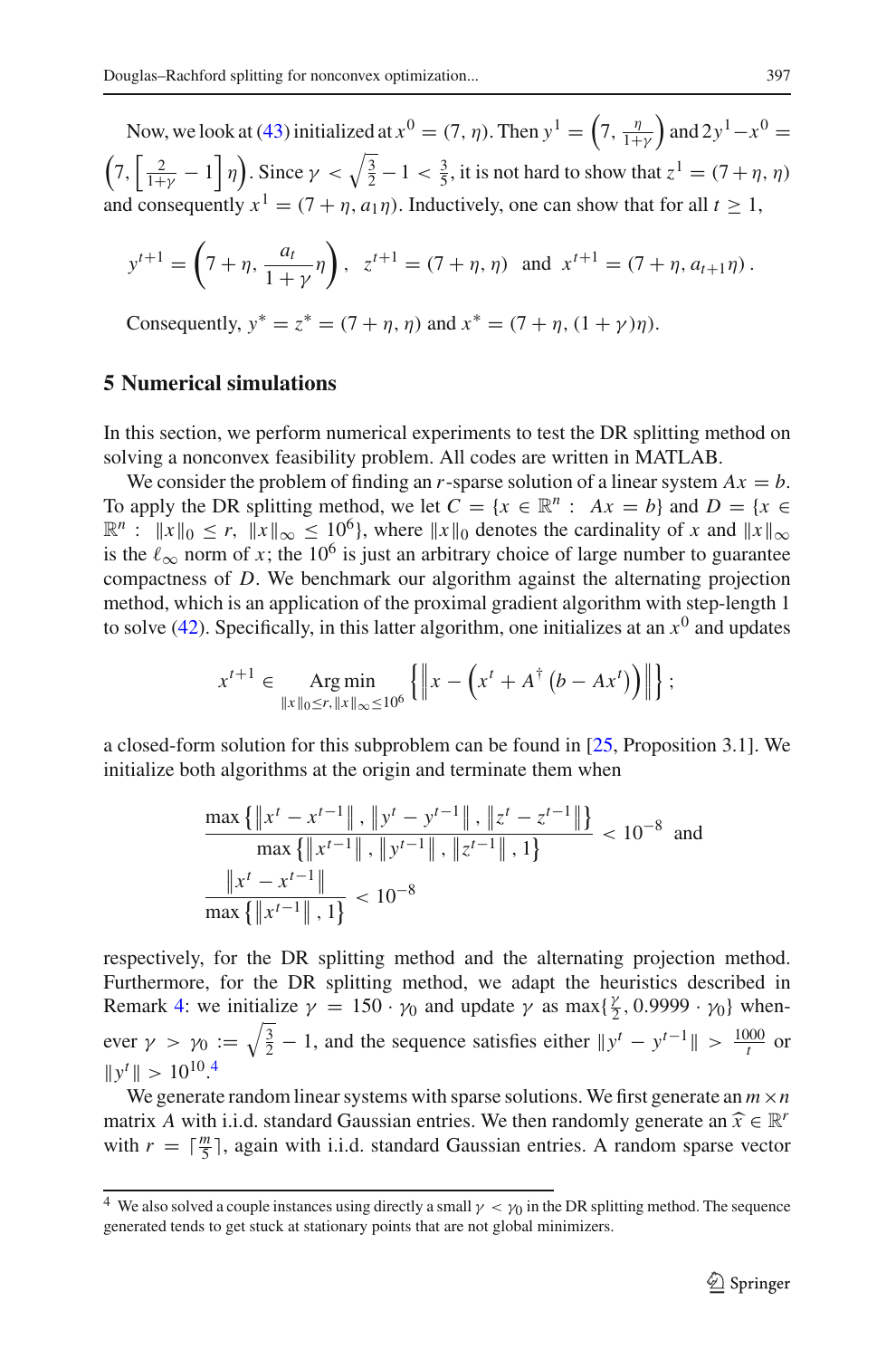Now, we look at (43) initialized at $x^0 = (7, \eta)$. Then $y^1 = \left(7, \frac{\eta}{1+\gamma}\right)$ and $2y^1 - x^0 = \left(7, \left[\frac{2}{1+\gamma} - 1\right]\eta\right)$. Since $\gamma < \sqrt{\frac{3}{2}} - 1 < \frac{3}{5}$, it is not hard to show that $z^1 = (7+\eta, \eta)$ and consequently $x^1 = (7+\eta, a_1\eta)$. Inductively, one can show that for all $t \geq 1$,

$$y^{t+1} = \left(7+\eta, \frac{a_t}{1+\gamma}\eta\right), \quad z^{t+1} = (7+\eta, \eta) \quad \text{and} \quad x^{t+1} = (7+\eta, a_{t+1}\eta).$$

Consequently, $y^* = z^* = (7+\eta, \eta)$ and $x^* = (7+\eta, (1+\gamma)\eta)$.

## 5 Numerical simulations

In this section, we perform numerical experiments to test the DR splitting method on solving a nonconvex feasibility problem. All codes are written in MATLAB.

We consider the problem of finding an $r$-sparse solution of a linear system $Ax = b$. To apply the DR splitting method, we let $C = \{x \in \mathbb{R}^n : \ Ax = b\}$ and $D = \{x \in \mathbb{R}^n : \ \|x\|_0 \leq r, \ \|x\|_\infty \leq 10^6\}$, where $\|x\|_0$ denotes the cardinality of $x$ and $\|x\|_\infty$ is the $\ell_\infty$ norm of $x$; the $10^6$ is just an arbitrary choice of large number to guarantee compactness of $D$. We benchmark our algorithm against the alternating projection method, which is an application of the proximal gradient algorithm with step-length 1 to solve (42). Specifically, in this latter algorithm, one initializes at an $x^0$ and updates

$$x^{t+1} \in \mathop{\text{Arg min}}_{\|x\|_0 \leq r, \|x\|_\infty \leq 10^6} \left\{ \left\| x - \left(x^t + A^\dagger \left(b - Ax^t\right)\right) \right\| \right\};$$

a closed-form solution for this subproblem can be found in [25, Proposition 3.1]. We initialize both algorithms at the origin and terminate them when

$$\frac{\max\left\{\|x^t - x^{t-1}\|, \|y^t - y^{t-1}\|, \|z^t - z^{t-1}\|\right\}}{\max\left\{\|x^{t-1}\|, \|y^{t-1}\|, \|z^{t-1}\|, 1\right\}} < 10^{-8} \quad \text{and}$$

$$\frac{\|x^t - x^{t-1}\|}{\max\left\{\|x^{t-1}\|, 1\right\}} < 10^{-8}$$

respectively, for the DR splitting method and the alternating projection method. Furthermore, for the DR splitting method, we adapt the heuristics described in Remark 4: we initialize $\gamma = 150 \cdot \gamma_0$ and update $\gamma$ as $\max\{\frac{\gamma}{2}, 0.9999 \cdot \gamma_0\}$ whenever $\gamma > \gamma_0 := \sqrt{\frac{3}{2}} - 1$, and the sequence satisfies either $\|y^t - y^{t-1}\| > \frac{1000}{t}$ or $\|y^t\| > 10^{10}$.[4]

We generate random linear systems with sparse solutions. We first generate an $m \times n$ matrix $A$ with i.i.d. standard Gaussian entries. We then randomly generate an $\widehat{x} \in \mathbb{R}^r$ with $r = \lceil \frac{m}{5} \rceil$, again with i.i.d. standard Gaussian entries. A random sparse vector

---

[4] We also solved a couple instances using directly a small $\gamma < \gamma_0$ in the DR splitting method. The sequence generated tends to get stuck at stationary points that are not global minimizers.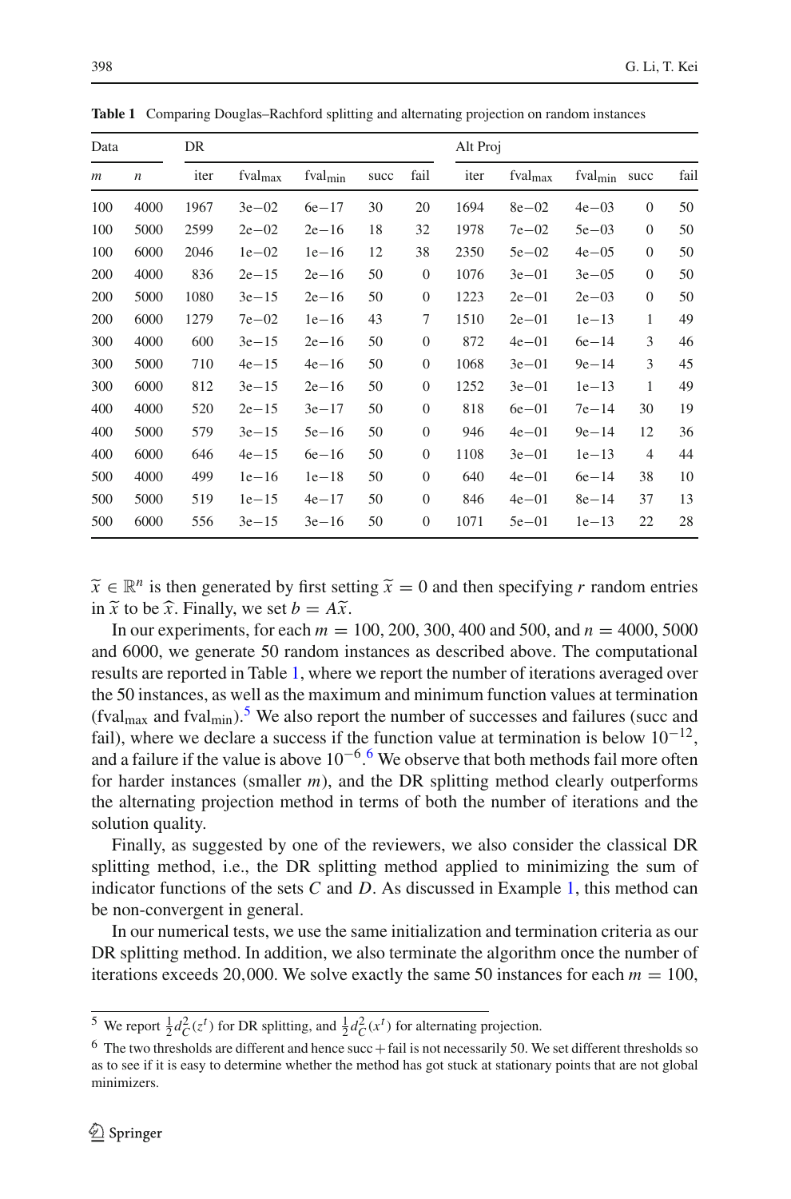**Table 1** Comparing Douglas–Rachford splitting and alternating projection on random instances

| Data | | DR | | | | | Alt Proj | | | | |
|---|---|---|---|---|---|---|---|---|---|---|---|
| $m$ | $n$ | iter | fval$_{\max}$ | fval$_{\min}$ | succ | fail | iter | fval$_{\max}$ | fval$_{\min}$ | succ | fail |
| 100 | 4000 | 1967 | 3e−02 | 6e−17 | 30 | 20 | 1694 | 8e−02 | 4e−03 | 0 | 50 |
| 100 | 5000 | 2599 | 2e−02 | 2e−16 | 18 | 32 | 1978 | 7e−02 | 5e−03 | 0 | 50 |
| 100 | 6000 | 2046 | 1e−02 | 1e−16 | 12 | 38 | 2350 | 5e−02 | 4e−05 | 0 | 50 |
| 200 | 4000 | 836 | 2e−15 | 2e−16 | 50 | 0 | 1076 | 3e−01 | 3e−05 | 0 | 50 |
| 200 | 5000 | 1080 | 3e−15 | 2e−16 | 50 | 0 | 1223 | 2e−01 | 2e−03 | 0 | 50 |
| 200 | 6000 | 1279 | 7e−02 | 1e−16 | 43 | 7 | 1510 | 2e−01 | 1e−13 | 1 | 49 |
| 300 | 4000 | 600 | 3e−15 | 2e−16 | 50 | 0 | 872 | 4e−01 | 6e−14 | 3 | 46 |
| 300 | 5000 | 710 | 4e−15 | 4e−16 | 50 | 0 | 1068 | 3e−01 | 9e−14 | 3 | 45 |
| 300 | 6000 | 812 | 3e−15 | 2e−16 | 50 | 0 | 1252 | 3e−01 | 1e−13 | 1 | 49 |
| 400 | 4000 | 520 | 2e−15 | 3e−17 | 50 | 0 | 818 | 6e−01 | 7e−14 | 30 | 19 |
| 400 | 5000 | 579 | 3e−15 | 5e−16 | 50 | 0 | 946 | 4e−01 | 9e−14 | 12 | 36 |
| 400 | 6000 | 646 | 4e−15 | 6e−16 | 50 | 0 | 1108 | 3e−01 | 1e−13 | 4 | 44 |
| 500 | 4000 | 499 | 1e−16 | 1e−18 | 50 | 0 | 640 | 4e−01 | 6e−14 | 38 | 10 |
| 500 | 5000 | 519 | 1e−15 | 4e−17 | 50 | 0 | 846 | 4e−01 | 8e−14 | 37 | 13 |
| 500 | 6000 | 556 | 3e−15 | 3e−16 | 50 | 0 | 1071 | 5e−01 | 1e−13 | 22 | 28 |

$\widetilde{x} \in \mathbb{R}^n$ is then generated by first setting $\widetilde{x} = 0$ and then specifying $r$ random entries in $\widetilde{x}$ to be $\widehat{x}$. Finally, we set $b = A\widetilde{x}$.

In our experiments, for each $m = 100, 200, 300, 400$ and $500$, and $n = 4000, 5000$ and $6000$, we generate 50 random instances as described above. The computational results are reported in Table 1, where we report the number of iterations averaged over the 50 instances, as well as the maximum and minimum function values at termination (fval$_{\max}$ and fval$_{\min}$).[5] We also report the number of successes and failures (succ and fail), where we declare a success if the function value at termination is below $10^{-12}$, and a failure if the value is above $10^{-6}$.[6] We observe that both methods fail more often for harder instances (smaller $m$), and the DR splitting method clearly outperforms the alternating projection method in terms of both the number of iterations and the solution quality.

Finally, as suggested by one of the reviewers, we also consider the classical DR splitting method, i.e., the DR splitting method applied to minimizing the sum of indicator functions of the sets $C$ and $D$. As discussed in Example 1, this method can be non-convergent in general.

In our numerical tests, we use the same initialization and termination criteria as our DR splitting method. In addition, we also terminate the algorithm once the number of iterations exceeds 20,000. We solve exactly the same 50 instances for each $m = 100$,

---

[5] We report $\frac{1}{2}d_C^2(z^t)$ for DR splitting, and $\frac{1}{2}d_C^2(x^t)$ for alternating projection.

[6] The two thresholds are different and hence succ + fail is not necessarily 50. We set different thresholds so as to see if it is easy to determine whether the method has got stuck at stationary points that are not global minimizers.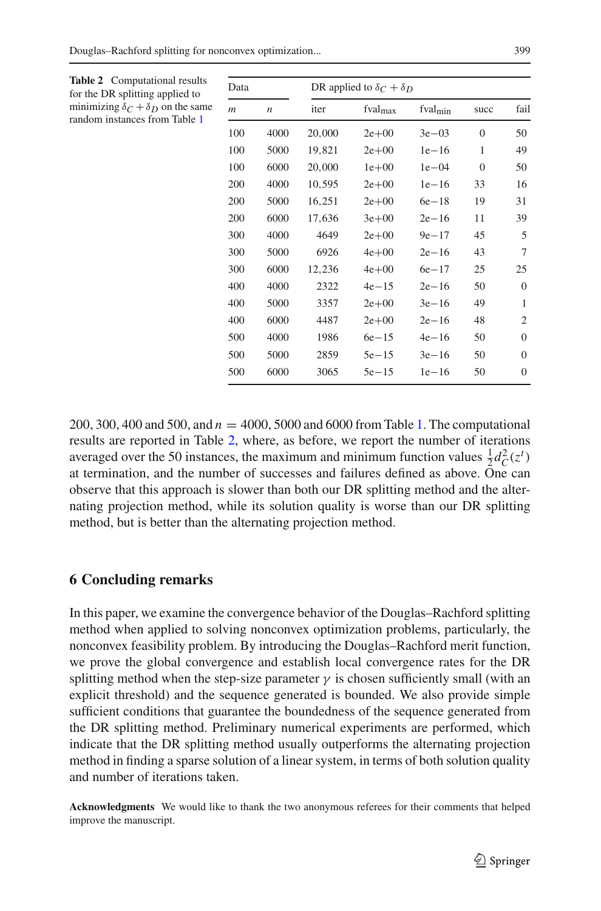**Table 2** Computational results for the DR splitting applied to minimizing $\delta_C + \delta_D$ on the same random instances from Table 1

| Data | | DR applied to $\delta_C + \delta_D$ | | | | |
|---|---|---|---|---|---|---|
| $m$ | $n$ | iter | fval$_{\max}$ | fval$_{\min}$ | succ | fail |
| 100 | 4000 | 20,000 | 2e+00 | 3e−03 | 0 | 50 |
| 100 | 5000 | 19,821 | 2e+00 | 1e−16 | 1 | 49 |
| 100 | 6000 | 20,000 | 1e+00 | 1e−04 | 0 | 50 |
| 200 | 4000 | 10,595 | 2e+00 | 1e−16 | 33 | 16 |
| 200 | 5000 | 16,251 | 2e+00 | 6e−18 | 19 | 31 |
| 200 | 6000 | 17,636 | 3e+00 | 2e−16 | 11 | 39 |
| 300 | 4000 | 4649 | 2e+00 | 9e−17 | 45 | 5 |
| 300 | 5000 | 6926 | 4e+00 | 2e−16 | 43 | 7 |
| 300 | 6000 | 12,236 | 4e+00 | 6e−17 | 25 | 25 |
| 400 | 4000 | 2322 | 4e−15 | 2e−16 | 50 | 0 |
| 400 | 5000 | 3357 | 2e+00 | 3e−16 | 49 | 1 |
| 400 | 6000 | 4487 | 2e+00 | 2e−16 | 48 | 2 |
| 500 | 4000 | 1986 | 6e−15 | 4e−16 | 50 | 0 |
| 500 | 5000 | 2859 | 5e−15 | 3e−16 | 50 | 0 |
| 500 | 6000 | 3065 | 5e−15 | 1e−16 | 50 | 0 |

200, 300, 400 and 500, and $n = 4000, 5000$ and 6000 from Table 1. The computational results are reported in Table 2, where, as before, we report the number of iterations averaged over the 50 instances, the maximum and minimum function values $\frac{1}{2}d_C^2(z^t)$ at termination, and the number of successes and failures defined as above. One can observe that this approach is slower than both our DR splitting method and the alternating projection method, while its solution quality is worse than our DR splitting method, but is better than the alternating projection method.

## 6 Concluding remarks

In this paper, we examine the convergence behavior of the Douglas–Rachford splitting method when applied to solving nonconvex optimization problems, particularly, the nonconvex feasibility problem. By introducing the Douglas–Rachford merit function, we prove the global convergence and establish local convergence rates for the DR splitting method when the step-size parameter $\gamma$ is chosen sufficiently small (with an explicit threshold) and the sequence generated is bounded. We also provide simple sufficient conditions that guarantee the boundedness of the sequence generated from the DR splitting method. Preliminary numerical experiments are performed, which indicate that the DR splitting method usually outperforms the alternating projection method in finding a sparse solution of a linear system, in terms of both solution quality and number of iterations taken.

**Acknowledgments** We would like to thank the two anonymous referees for their comments that helped improve the manuscript.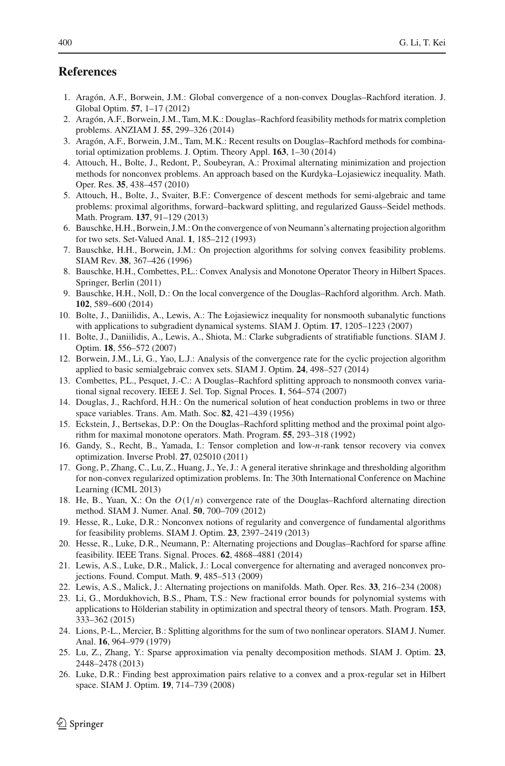## References

1. Aragón, A.F., Borwein, J.M.: Global convergence of a non-convex Douglas–Rachford iteration. J. Global Optim. **57**, 1–17 (2012)
2. Aragón, A.F., Borwein, J.M., Tam, M.K.: Douglas–Rachford feasibility methods for matrix completion problems. ANZIAM J. **55**, 299–326 (2014)
3. Aragón, A.F., Borwein, J.M., Tam, M.K.: Recent results on Douglas–Rachford methods for combinatorial optimization problems. J. Optim. Theory Appl. **163**, 1–30 (2014)
4. Attouch, H., Bolte, J., Redont, P., Soubeyran, A.: Proximal alternating minimization and projection methods for nonconvex problems. An approach based on the Kurdyka–Lojasiewicz inequality. Math. Oper. Res. **35**, 438–457 (2010)
5. Attouch, H., Bolte, J., Svaiter, B.F.: Convergence of descent methods for semi-algebraic and tame problems: proximal algorithms, forward–backward splitting, and regularized Gauss–Seidel methods. Math. Program. **137**, 91–129 (2013)
6. Bauschke, H.H., Borwein, J.M.: On the convergence of von Neumann's alternating projection algorithm for two sets. Set-Valued Anal. **1**, 185–212 (1993)
7. Bauschke, H.H., Borwein, J.M.: On projection algorithms for solving convex feasibility problems. SIAM Rev. **38**, 367–426 (1996)
8. Bauschke, H.H., Combettes, P.L.: Convex Analysis and Monotone Operator Theory in Hilbert Spaces. Springer, Berlin (2011)
9. Bauschke, H.H., Noll, D.: On the local convergence of the Douglas–Rachford algorithm. Arch. Math. **102**, 589–600 (2014)
10. Bolte, J., Daniilidis, A., Lewis, A.: The Łojasiewicz inequality for nonsmooth subanalytic functions with applications to subgradient dynamical systems. SIAM J. Optim. **17**, 1205–1223 (2007)
11. Bolte, J., Daniilidis, A., Lewis, A., Shiota, M.: Clarke subgradients of stratifiable functions. SIAM J. Optim. **18**, 556–572 (2007)
12. Borwein, J.M., Li, G., Yao, L.J.: Analysis of the convergence rate for the cyclic projection algorithm applied to basic semialgebraic convex sets. SIAM J. Optim. **24**, 498–527 (2014)
13. Combettes, P.L., Pesquet, J.-C.: A Douglas–Rachford splitting approach to nonsmooth convex variational signal recovery. IEEE J. Sel. Top. Signal Proces. **1**, 564–574 (2007)
14. Douglas, J., Rachford, H.H.: On the numerical solution of heat conduction problems in two or three space variables. Trans. Am. Math. Soc. **82**, 421–439 (1956)
15. Eckstein, J., Bertsekas, D.P.: On the Douglas–Rachford splitting method and the proximal point algorithm for maximal monotone operators. Math. Program. **55**, 293–318 (1992)
16. Gandy, S., Recht, B., Yamada, I.: Tensor completion and low-$n$-rank tensor recovery via convex optimization. Inverse Probl. **27**, 025010 (2011)
17. Gong, P., Zhang, C., Lu, Z., Huang, J., Ye, J.: A general iterative shrinkage and thresholding algorithm for non-convex regularized optimization problems. In: The 30th International Conference on Machine Learning (ICML 2013)
18. He, B., Yuan, X.: On the $O(1/n)$ convergence rate of the Douglas–Rachford alternating direction method. SIAM J. Numer. Anal. **50**, 700–709 (2012)
19. Hesse, R., Luke, D.R.: Nonconvex notions of regularity and convergence of fundamental algorithms for feasibility problems. SIAM J. Optim. **23**, 2397–2419 (2013)
20. Hesse, R., Luke, D.R., Neumann, P.: Alternating projections and Douglas–Rachford for sparse affine feasibility. IEEE Trans. Signal. Proces. **62**, 4868–4881 (2014)
21. Lewis, A.S., Luke, D.R., Malick, J.: Local convergence for alternating and averaged nonconvex projections. Found. Comput. Math. **9**, 485–513 (2009)
22. Lewis, A.S., Malick, J.: Alternating projections on manifolds. Math. Oper. Res. **33**, 216–234 (2008)
23. Li, G., Mordukhovich, B.S., Pham, T.S.: New fractional error bounds for polynomial systems with applications to Hölderian stability in optimization and spectral theory of tensors. Math. Program. **153**, 333–362 (2015)
24. Lions, P.-L., Mercier, B.: Splitting algorithms for the sum of two nonlinear operators. SIAM J. Numer. Anal. **16**, 964–979 (1979)
25. Lu, Z., Zhang, Y.: Sparse approximation via penalty decomposition methods. SIAM J. Optim. **23**, 2448–2478 (2013)
26. Luke, D.R.: Finding best approximation pairs relative to a convex and a prox-regular set in Hilbert space. SIAM J. Optim. **19**, 714–739 (2008)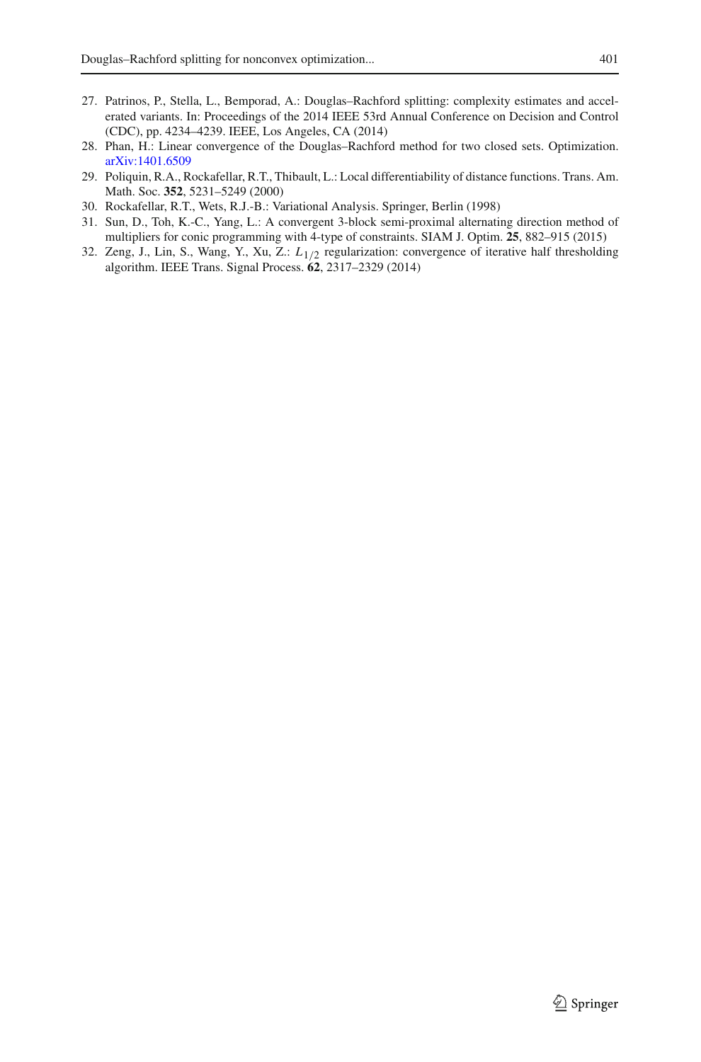27. Patrinos, P., Stella, L., Bemporad, A.: Douglas–Rachford splitting: complexity estimates and accelerated variants. In: Proceedings of the 2014 IEEE 53rd Annual Conference on Decision and Control (CDC), pp. 4234–4239. IEEE, Los Angeles, CA (2014)
28. Phan, H.: Linear convergence of the Douglas–Rachford method for two closed sets. Optimization. arXiv:1401.6509
29. Poliquin, R.A., Rockafellar, R.T., Thibault, L.: Local differentiability of distance functions. Trans. Am. Math. Soc. **352**, 5231–5249 (2000)
30. Rockafellar, R.T., Wets, R.J.-B.: Variational Analysis. Springer, Berlin (1998)
31. Sun, D., Toh, K.-C., Yang, L.: A convergent 3-block semi-proximal alternating direction method of multipliers for conic programming with 4-type of constraints. SIAM J. Optim. **25**, 882–915 (2015)
32. Zeng, J., Lin, S., Wang, Y., Xu, Z.: $L_{1/2}$ regularization: convergence of iterative half thresholding algorithm. IEEE Trans. Signal Process. **62**, 2317–2329 (2014)